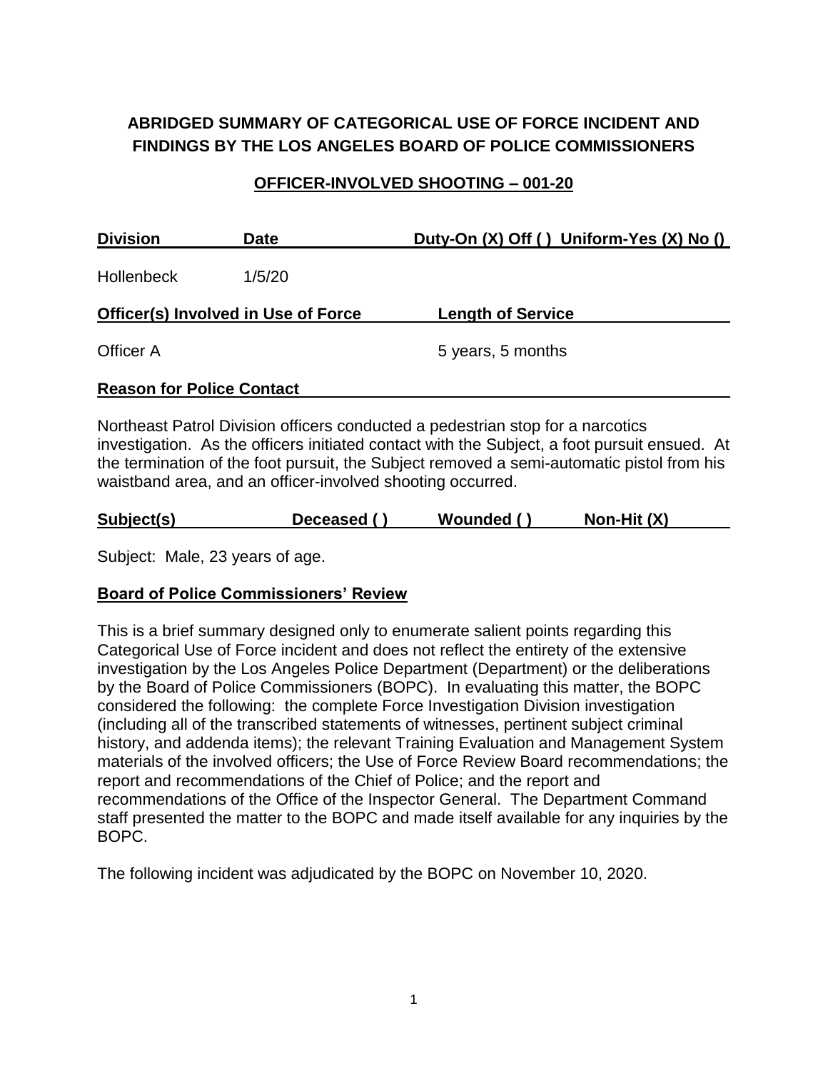**ABRIDGED SUMMARY OF CATEGORICAL USE OF FORCE INCIDENT AND FINDINGS BY THE LOS ANGELES BOARD OF POLICE COMMISSIONERS**

**OFFICER-INVOLVED SHOOTING – 001-20**

| Division | Date | Duty-On (X) Off ( ) Uniform-Yes (X) No () |
| --- | --- | --- |
| Hollenbeck | 1/5/20 | |

| Officer(s) Involved in Use of Force | Length of Service |
| --- | --- |
| Officer A | 5 years, 5 months |

**Reason for Police Contact**

Northeast Patrol Division officers conducted a pedestrian stop for a narcotics investigation. As the officers initiated contact with the Subject, a foot pursuit ensued. At the termination of the foot pursuit, the Subject removed a semi-automatic pistol from his waistband area, and an officer-involved shooting occurred.

| Subject(s) | Deceased ( ) | Wounded ( ) | Non-Hit (X) |
| --- | --- | --- | --- |

Subject: Male, 23 years of age.

**Board of Police Commissioners' Review**

This is a brief summary designed only to enumerate salient points regarding this Categorical Use of Force incident and does not reflect the entirety of the extensive investigation by the Los Angeles Police Department (Department) or the deliberations by the Board of Police Commissioners (BOPC). In evaluating this matter, the BOPC considered the following: the complete Force Investigation Division investigation (including all of the transcribed statements of witnesses, pertinent subject criminal history, and addenda items); the relevant Training Evaluation and Management System materials of the involved officers; the Use of Force Review Board recommendations; the report and recommendations of the Chief of Police; and the report and recommendations of the Office of the Inspector General. The Department Command staff presented the matter to the BOPC and made itself available for any inquiries by the BOPC.

The following incident was adjudicated by the BOPC on November 10, 2020.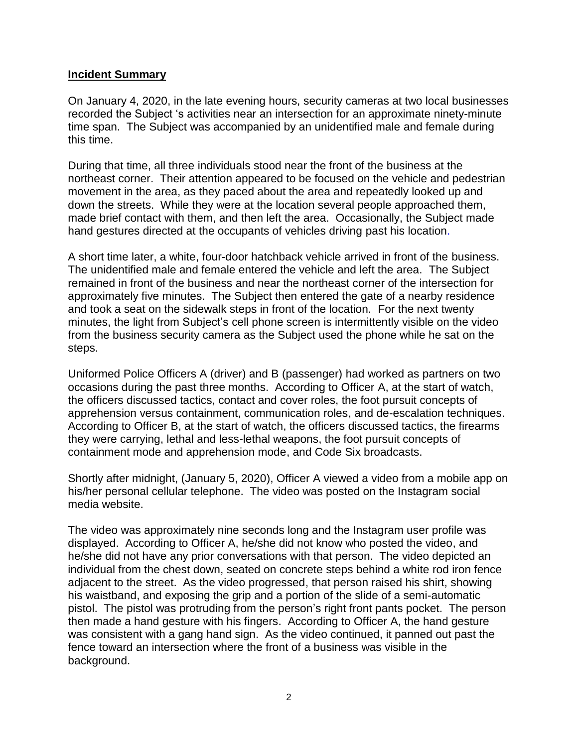## **Incident Summary**

On January 4, 2020, in the late evening hours, security cameras at two local businesses recorded the Subject 's activities near an intersection for an approximate ninety-minute time span. The Subject was accompanied by an unidentified male and female during this time.

During that time, all three individuals stood near the front of the business at the northeast corner. Their attention appeared to be focused on the vehicle and pedestrian movement in the area, as they paced about the area and repeatedly looked up and down the streets. While they were at the location several people approached them, made brief contact with them, and then left the area. Occasionally, the Subject made hand gestures directed at the occupants of vehicles driving past his location.

A short time later, a white, four-door hatchback vehicle arrived in front of the business. The unidentified male and female entered the vehicle and left the area. The Subject remained in front of the business and near the northeast corner of the intersection for approximately five minutes. The Subject then entered the gate of a nearby residence and took a seat on the sidewalk steps in front of the location. For the next twenty minutes, the light from Subject's cell phone screen is intermittently visible on the video from the business security camera as the Subject used the phone while he sat on the steps.

Uniformed Police Officers A (driver) and B (passenger) had worked as partners on two occasions during the past three months. According to Officer A, at the start of watch, the officers discussed tactics, contact and cover roles, the foot pursuit concepts of apprehension versus containment, communication roles, and de-escalation techniques. According to Officer B, at the start of watch, the officers discussed tactics, the firearms they were carrying, lethal and less-lethal weapons, the foot pursuit concepts of containment mode and apprehension mode, and Code Six broadcasts.

Shortly after midnight, (January 5, 2020), Officer A viewed a video from a mobile app on his/her personal cellular telephone. The video was posted on the Instagram social media website.

The video was approximately nine seconds long and the Instagram user profile was displayed. According to Officer A, he/she did not know who posted the video, and he/she did not have any prior conversations with that person. The video depicted an individual from the chest down, seated on concrete steps behind a white rod iron fence adjacent to the street. As the video progressed, that person raised his shirt, showing his waistband, and exposing the grip and a portion of the slide of a semi-automatic pistol. The pistol was protruding from the person's right front pants pocket. The person then made a hand gesture with his fingers. According to Officer A, the hand gesture was consistent with a gang hand sign. As the video continued, it panned out past the fence toward an intersection where the front of a business was visible in the background.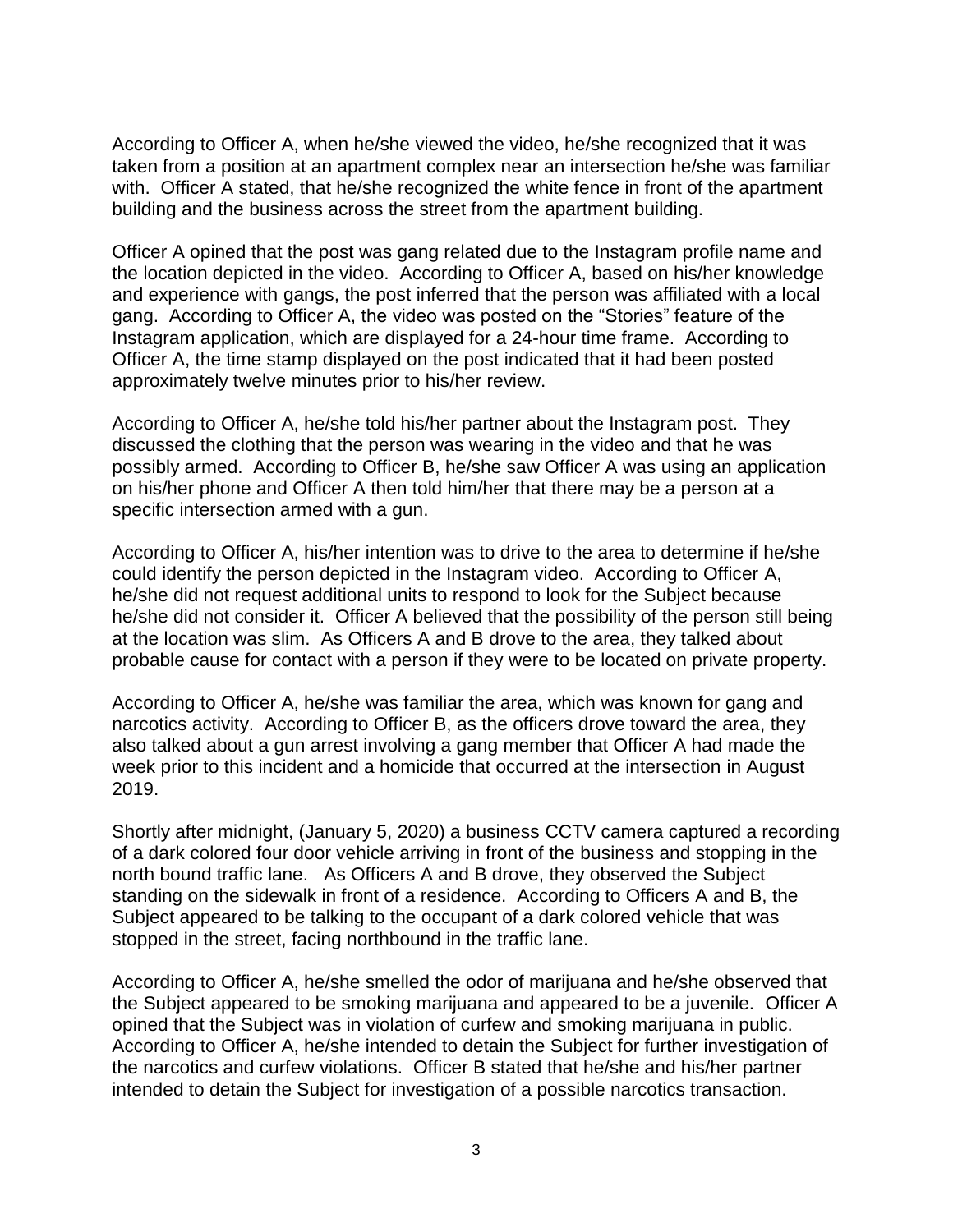According to Officer A, when he/she viewed the video, he/she recognized that it was taken from a position at an apartment complex near an intersection he/she was familiar with. Officer A stated, that he/she recognized the white fence in front of the apartment building and the business across the street from the apartment building.

Officer A opined that the post was gang related due to the Instagram profile name and the location depicted in the video. According to Officer A, based on his/her knowledge and experience with gangs, the post inferred that the person was affiliated with a local gang. According to Officer A, the video was posted on the "Stories" feature of the Instagram application, which are displayed for a 24-hour time frame. According to Officer A, the time stamp displayed on the post indicated that it had been posted approximately twelve minutes prior to his/her review.

According to Officer A, he/she told his/her partner about the Instagram post. They discussed the clothing that the person was wearing in the video and that he was possibly armed. According to Officer B, he/she saw Officer A was using an application on his/her phone and Officer A then told him/her that there may be a person at a specific intersection armed with a gun.

According to Officer A, his/her intention was to drive to the area to determine if he/she could identify the person depicted in the Instagram video. According to Officer A, he/she did not request additional units to respond to look for the Subject because he/she did not consider it. Officer A believed that the possibility of the person still being at the location was slim. As Officers A and B drove to the area, they talked about probable cause for contact with a person if they were to be located on private property.

According to Officer A, he/she was familiar the area, which was known for gang and narcotics activity. According to Officer B, as the officers drove toward the area, they also talked about a gun arrest involving a gang member that Officer A had made the week prior to this incident and a homicide that occurred at the intersection in August 2019.

Shortly after midnight, (January 5, 2020) a business CCTV camera captured a recording of a dark colored four door vehicle arriving in front of the business and stopping in the north bound traffic lane. As Officers A and B drove, they observed the Subject standing on the sidewalk in front of a residence. According to Officers A and B, the Subject appeared to be talking to the occupant of a dark colored vehicle that was stopped in the street, facing northbound in the traffic lane.

According to Officer A, he/she smelled the odor of marijuana and he/she observed that the Subject appeared to be smoking marijuana and appeared to be a juvenile. Officer A opined that the Subject was in violation of curfew and smoking marijuana in public. According to Officer A, he/she intended to detain the Subject for further investigation of the narcotics and curfew violations. Officer B stated that he/she and his/her partner intended to detain the Subject for investigation of a possible narcotics transaction.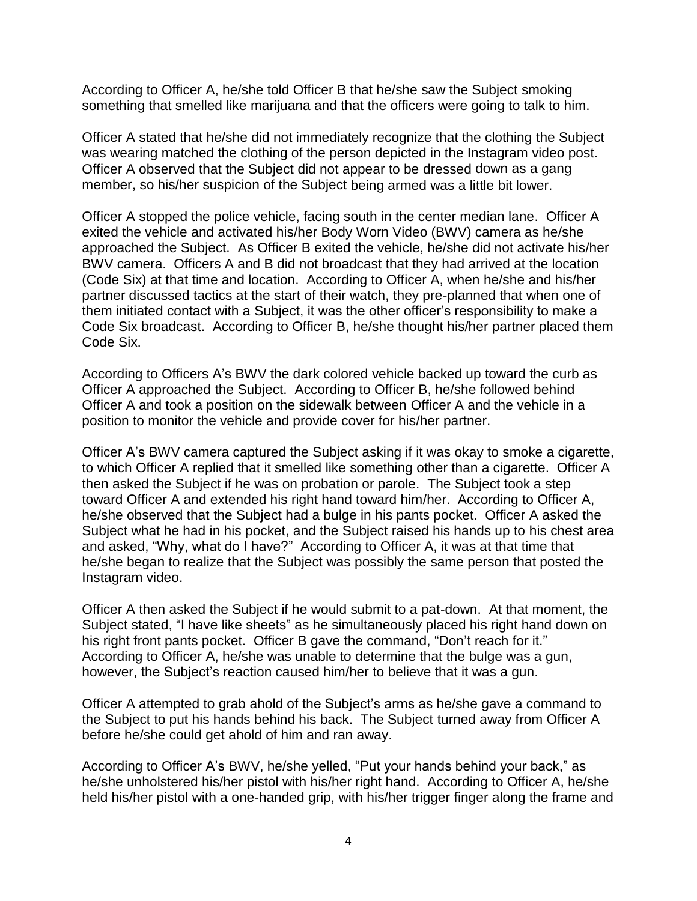According to Officer A, he/she told Officer B that he/she saw the Subject smoking something that smelled like marijuana and that the officers were going to talk to him.

Officer A stated that he/she did not immediately recognize that the clothing the Subject was wearing matched the clothing of the person depicted in the Instagram video post. Officer A observed that the Subject did not appear to be dressed down as a gang member, so his/her suspicion of the Subject being armed was a little bit lower.

Officer A stopped the police vehicle, facing south in the center median lane. Officer A exited the vehicle and activated his/her Body Worn Video (BWV) camera as he/she approached the Subject. As Officer B exited the vehicle, he/she did not activate his/her BWV camera. Officers A and B did not broadcast that they had arrived at the location (Code Six) at that time and location. According to Officer A, when he/she and his/her partner discussed tactics at the start of their watch, they pre-planned that when one of them initiated contact with a Subject, it was the other officer's responsibility to make a Code Six broadcast. According to Officer B, he/she thought his/her partner placed them Code Six.

According to Officers A's BWV the dark colored vehicle backed up toward the curb as Officer A approached the Subject. According to Officer B, he/she followed behind Officer A and took a position on the sidewalk between Officer A and the vehicle in a position to monitor the vehicle and provide cover for his/her partner.

Officer A's BWV camera captured the Subject asking if it was okay to smoke a cigarette, to which Officer A replied that it smelled like something other than a cigarette. Officer A then asked the Subject if he was on probation or parole. The Subject took a step toward Officer A and extended his right hand toward him/her. According to Officer A, he/she observed that the Subject had a bulge in his pants pocket. Officer A asked the Subject what he had in his pocket, and the Subject raised his hands up to his chest area and asked, "Why, what do I have?" According to Officer A, it was at that time that he/she began to realize that the Subject was possibly the same person that posted the Instagram video.

Officer A then asked the Subject if he would submit to a pat-down. At that moment, the Subject stated, "I have like sheets" as he simultaneously placed his right hand down on his right front pants pocket. Officer B gave the command, "Don't reach for it." According to Officer A, he/she was unable to determine that the bulge was a gun, however, the Subject's reaction caused him/her to believe that it was a gun.

Officer A attempted to grab ahold of the Subject's arms as he/she gave a command to the Subject to put his hands behind his back. The Subject turned away from Officer A before he/she could get ahold of him and ran away.

According to Officer A's BWV, he/she yelled, "Put your hands behind your back," as he/she unholstered his/her pistol with his/her right hand. According to Officer A, he/she held his/her pistol with a one-handed grip, with his/her trigger finger along the frame and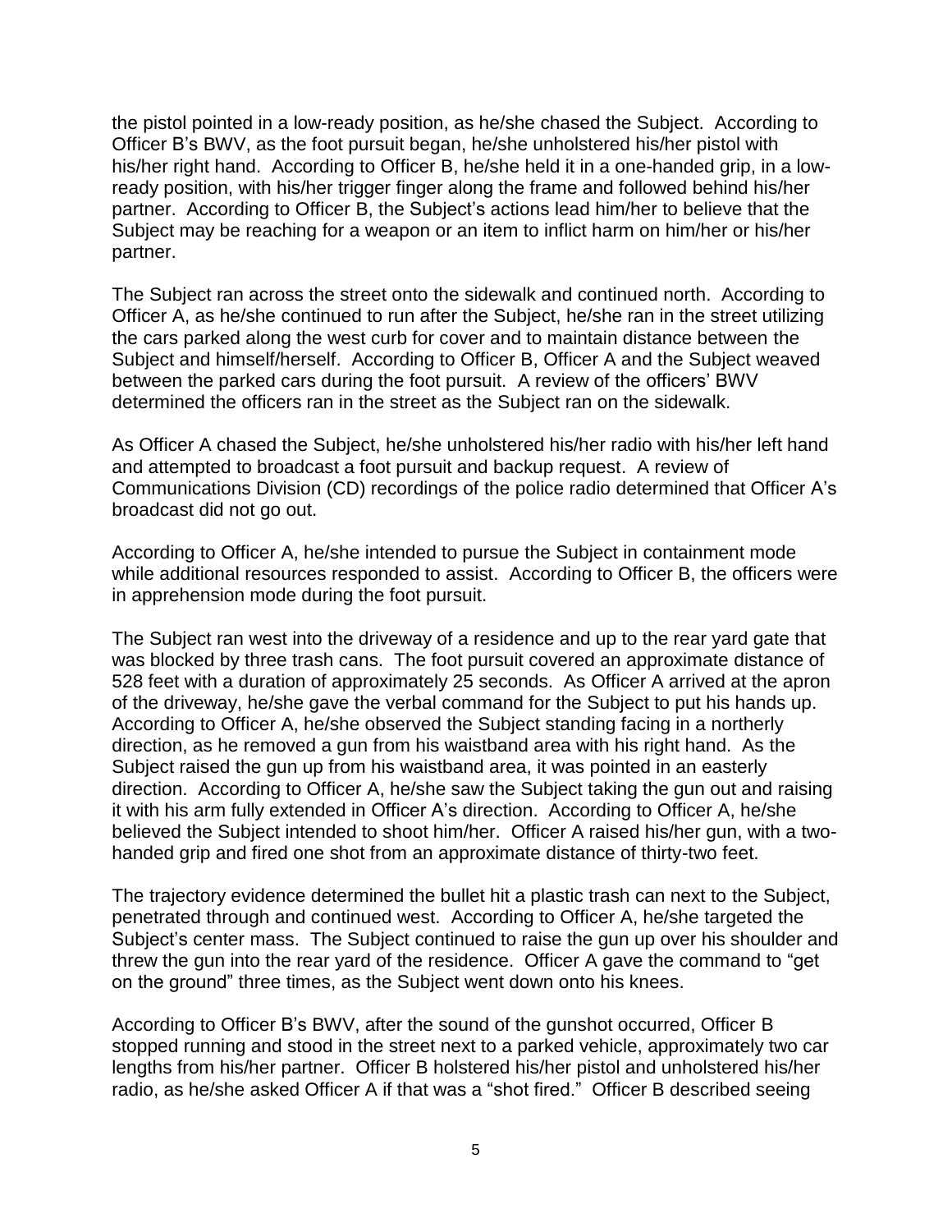the pistol pointed in a low-ready position, as he/she chased the Subject. According to Officer B's BWV, as the foot pursuit began, he/she unholstered his/her pistol with his/her right hand. According to Officer B, he/she held it in a one-handed grip, in a low-ready position, with his/her trigger finger along the frame and followed behind his/her partner. According to Officer B, the Subject's actions lead him/her to believe that the Subject may be reaching for a weapon or an item to inflict harm on him/her or his/her partner.

The Subject ran across the street onto the sidewalk and continued north. According to Officer A, as he/she continued to run after the Subject, he/she ran in the street utilizing the cars parked along the west curb for cover and to maintain distance between the Subject and himself/herself. According to Officer B, Officer A and the Subject weaved between the parked cars during the foot pursuit. A review of the officers' BWV determined the officers ran in the street as the Subject ran on the sidewalk.

As Officer A chased the Subject, he/she unholstered his/her radio with his/her left hand and attempted to broadcast a foot pursuit and backup request. A review of Communications Division (CD) recordings of the police radio determined that Officer A's broadcast did not go out.

According to Officer A, he/she intended to pursue the Subject in containment mode while additional resources responded to assist. According to Officer B, the officers were in apprehension mode during the foot pursuit.

The Subject ran west into the driveway of a residence and up to the rear yard gate that was blocked by three trash cans. The foot pursuit covered an approximate distance of 528 feet with a duration of approximately 25 seconds. As Officer A arrived at the apron of the driveway, he/she gave the verbal command for the Subject to put his hands up. According to Officer A, he/she observed the Subject standing facing in a northerly direction, as he removed a gun from his waistband area with his right hand. As the Subject raised the gun up from his waistband area, it was pointed in an easterly direction. According to Officer A, he/she saw the Subject taking the gun out and raising it with his arm fully extended in Officer A's direction. According to Officer A, he/she believed the Subject intended to shoot him/her. Officer A raised his/her gun, with a two-handed grip and fired one shot from an approximate distance of thirty-two feet.

The trajectory evidence determined the bullet hit a plastic trash can next to the Subject, penetrated through and continued west. According to Officer A, he/she targeted the Subject's center mass. The Subject continued to raise the gun up over his shoulder and threw the gun into the rear yard of the residence. Officer A gave the command to "get on the ground" three times, as the Subject went down onto his knees.

According to Officer B's BWV, after the sound of the gunshot occurred, Officer B stopped running and stood in the street next to a parked vehicle, approximately two car lengths from his/her partner. Officer B holstered his/her pistol and unholstered his/her radio, as he/she asked Officer A if that was a "shot fired." Officer B described seeing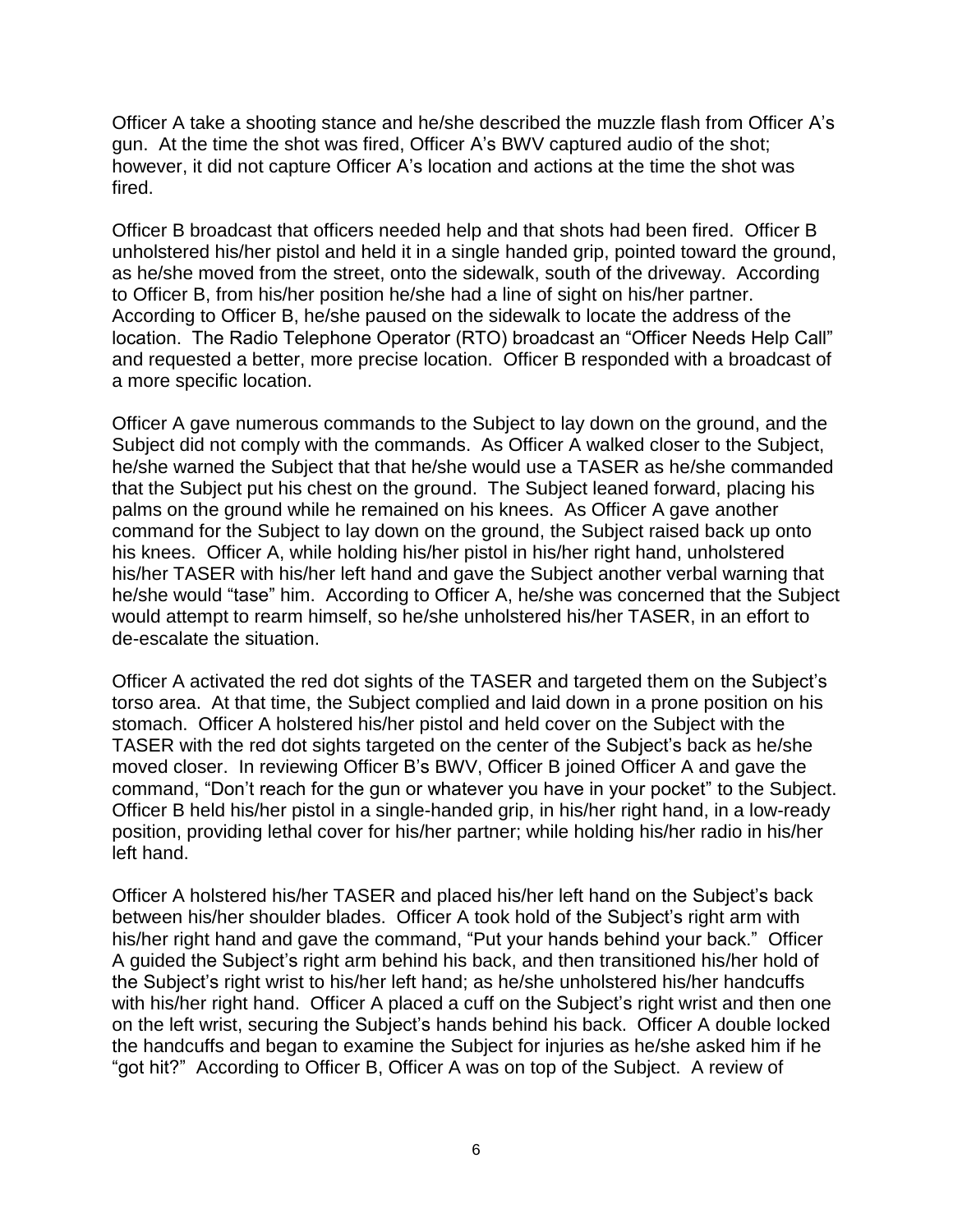Officer A take a shooting stance and he/she described the muzzle flash from Officer A's gun. At the time the shot was fired, Officer A's BWV captured audio of the shot; however, it did not capture Officer A's location and actions at the time the shot was fired.

Officer B broadcast that officers needed help and that shots had been fired. Officer B unholstered his/her pistol and held it in a single handed grip, pointed toward the ground, as he/she moved from the street, onto the sidewalk, south of the driveway. According to Officer B, from his/her position he/she had a line of sight on his/her partner. According to Officer B, he/she paused on the sidewalk to locate the address of the location. The Radio Telephone Operator (RTO) broadcast an "Officer Needs Help Call" and requested a better, more precise location. Officer B responded with a broadcast of a more specific location.

Officer A gave numerous commands to the Subject to lay down on the ground, and the Subject did not comply with the commands. As Officer A walked closer to the Subject, he/she warned the Subject that that he/she would use a TASER as he/she commanded that the Subject put his chest on the ground. The Subject leaned forward, placing his palms on the ground while he remained on his knees. As Officer A gave another command for the Subject to lay down on the ground, the Subject raised back up onto his knees. Officer A, while holding his/her pistol in his/her right hand, unholstered his/her TASER with his/her left hand and gave the Subject another verbal warning that he/she would "tase" him. According to Officer A, he/she was concerned that the Subject would attempt to rearm himself, so he/she unholstered his/her TASER, in an effort to de-escalate the situation.

Officer A activated the red dot sights of the TASER and targeted them on the Subject's torso area. At that time, the Subject complied and laid down in a prone position on his stomach. Officer A holstered his/her pistol and held cover on the Subject with the TASER with the red dot sights targeted on the center of the Subject's back as he/she moved closer. In reviewing Officer B's BWV, Officer B joined Officer A and gave the command, "Don't reach for the gun or whatever you have in your pocket" to the Subject. Officer B held his/her pistol in a single-handed grip, in his/her right hand, in a low-ready position, providing lethal cover for his/her partner; while holding his/her radio in his/her left hand.

Officer A holstered his/her TASER and placed his/her left hand on the Subject's back between his/her shoulder blades. Officer A took hold of the Subject's right arm with his/her right hand and gave the command, "Put your hands behind your back." Officer A guided the Subject's right arm behind his back, and then transitioned his/her hold of the Subject's right wrist to his/her left hand; as he/she unholstered his/her handcuffs with his/her right hand. Officer A placed a cuff on the Subject's right wrist and then one on the left wrist, securing the Subject's hands behind his back. Officer A double locked the handcuffs and began to examine the Subject for injuries as he/she asked him if he "got hit?" According to Officer B, Officer A was on top of the Subject. A review of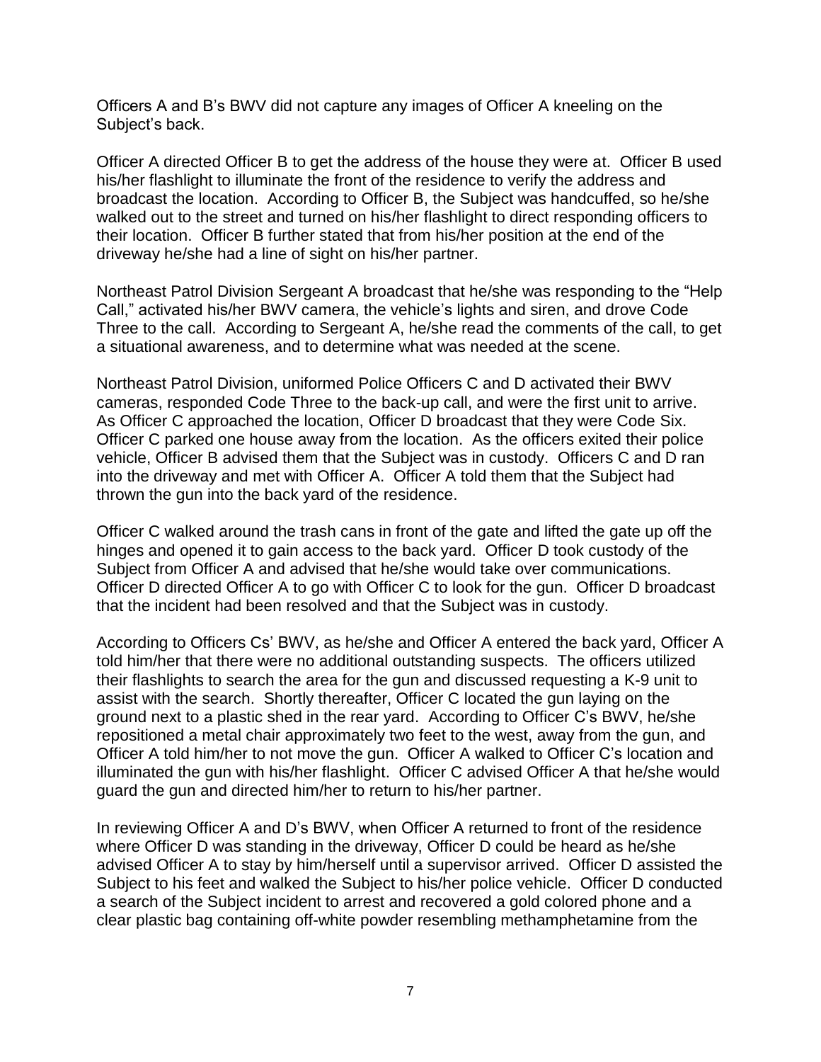Officers A and B's BWV did not capture any images of Officer A kneeling on the Subject's back.

Officer A directed Officer B to get the address of the house they were at. Officer B used his/her flashlight to illuminate the front of the residence to verify the address and broadcast the location. According to Officer B, the Subject was handcuffed, so he/she walked out to the street and turned on his/her flashlight to direct responding officers to their location. Officer B further stated that from his/her position at the end of the driveway he/she had a line of sight on his/her partner.

Northeast Patrol Division Sergeant A broadcast that he/she was responding to the "Help Call," activated his/her BWV camera, the vehicle's lights and siren, and drove Code Three to the call. According to Sergeant A, he/she read the comments of the call, to get a situational awareness, and to determine what was needed at the scene.

Northeast Patrol Division, uniformed Police Officers C and D activated their BWV cameras, responded Code Three to the back-up call, and were the first unit to arrive. As Officer C approached the location, Officer D broadcast that they were Code Six. Officer C parked one house away from the location. As the officers exited their police vehicle, Officer B advised them that the Subject was in custody. Officers C and D ran into the driveway and met with Officer A. Officer A told them that the Subject had thrown the gun into the back yard of the residence.

Officer C walked around the trash cans in front of the gate and lifted the gate up off the hinges and opened it to gain access to the back yard. Officer D took custody of the Subject from Officer A and advised that he/she would take over communications. Officer D directed Officer A to go with Officer C to look for the gun. Officer D broadcast that the incident had been resolved and that the Subject was in custody.

According to Officers Cs' BWV, as he/she and Officer A entered the back yard, Officer A told him/her that there were no additional outstanding suspects. The officers utilized their flashlights to search the area for the gun and discussed requesting a K-9 unit to assist with the search. Shortly thereafter, Officer C located the gun laying on the ground next to a plastic shed in the rear yard. According to Officer C's BWV, he/she repositioned a metal chair approximately two feet to the west, away from the gun, and Officer A told him/her to not move the gun. Officer A walked to Officer C's location and illuminated the gun with his/her flashlight. Officer C advised Officer A that he/she would guard the gun and directed him/her to return to his/her partner.

In reviewing Officer A and D's BWV, when Officer A returned to front of the residence where Officer D was standing in the driveway, Officer D could be heard as he/she advised Officer A to stay by him/herself until a supervisor arrived. Officer D assisted the Subject to his feet and walked the Subject to his/her police vehicle. Officer D conducted a search of the Subject incident to arrest and recovered a gold colored phone and a clear plastic bag containing off-white powder resembling methamphetamine from the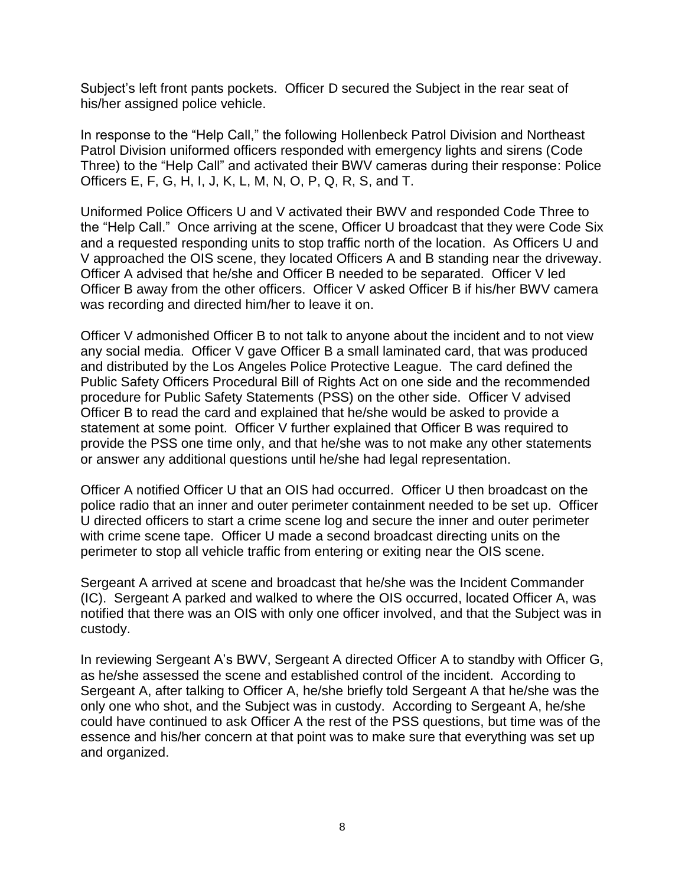Subject's left front pants pockets. Officer D secured the Subject in the rear seat of his/her assigned police vehicle.

In response to the "Help Call," the following Hollenbeck Patrol Division and Northeast Patrol Division uniformed officers responded with emergency lights and sirens (Code Three) to the "Help Call" and activated their BWV cameras during their response: Police Officers E, F, G, H, I, J, K, L, M, N, O, P, Q, R, S, and T.

Uniformed Police Officers U and V activated their BWV and responded Code Three to the "Help Call." Once arriving at the scene, Officer U broadcast that they were Code Six and a requested responding units to stop traffic north of the location. As Officers U and V approached the OIS scene, they located Officers A and B standing near the driveway. Officer A advised that he/she and Officer B needed to be separated. Officer V led Officer B away from the other officers. Officer V asked Officer B if his/her BWV camera was recording and directed him/her to leave it on.

Officer V admonished Officer B to not talk to anyone about the incident and to not view any social media. Officer V gave Officer B a small laminated card, that was produced and distributed by the Los Angeles Police Protective League. The card defined the Public Safety Officers Procedural Bill of Rights Act on one side and the recommended procedure for Public Safety Statements (PSS) on the other side. Officer V advised Officer B to read the card and explained that he/she would be asked to provide a statement at some point. Officer V further explained that Officer B was required to provide the PSS one time only, and that he/she was to not make any other statements or answer any additional questions until he/she had legal representation.

Officer A notified Officer U that an OIS had occurred. Officer U then broadcast on the police radio that an inner and outer perimeter containment needed to be set up. Officer U directed officers to start a crime scene log and secure the inner and outer perimeter with crime scene tape. Officer U made a second broadcast directing units on the perimeter to stop all vehicle traffic from entering or exiting near the OIS scene.

Sergeant A arrived at scene and broadcast that he/she was the Incident Commander (IC). Sergeant A parked and walked to where the OIS occurred, located Officer A, was notified that there was an OIS with only one officer involved, and that the Subject was in custody.

In reviewing Sergeant A's BWV, Sergeant A directed Officer A to standby with Officer G, as he/she assessed the scene and established control of the incident. According to Sergeant A, after talking to Officer A, he/she briefly told Sergeant A that he/she was the only one who shot, and the Subject was in custody. According to Sergeant A, he/she could have continued to ask Officer A the rest of the PSS questions, but time was of the essence and his/her concern at that point was to make sure that everything was set up and organized.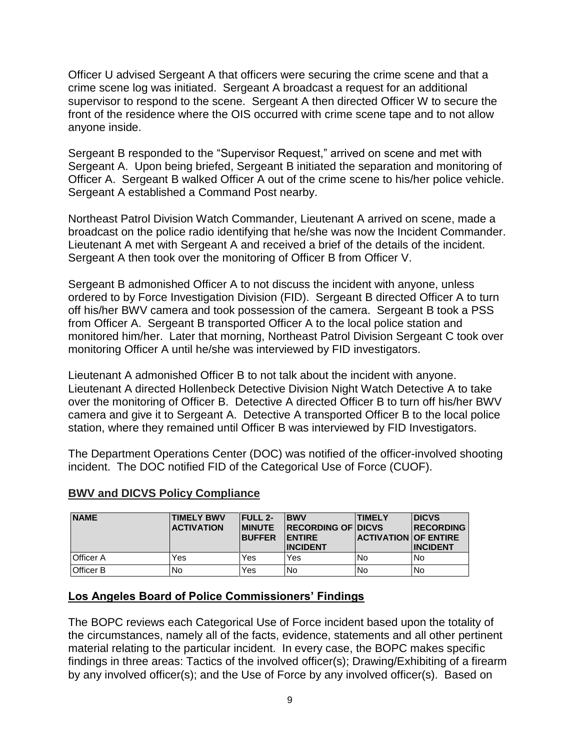Officer U advised Sergeant A that officers were securing the crime scene and that a crime scene log was initiated. Sergeant A broadcast a request for an additional supervisor to respond to the scene. Sergeant A then directed Officer W to secure the front of the residence where the OIS occurred with crime scene tape and to not allow anyone inside.

Sergeant B responded to the "Supervisor Request," arrived on scene and met with Sergeant A. Upon being briefed, Sergeant B initiated the separation and monitoring of Officer A. Sergeant B walked Officer A out of the crime scene to his/her police vehicle. Sergeant A established a Command Post nearby.

Northeast Patrol Division Watch Commander, Lieutenant A arrived on scene, made a broadcast on the police radio identifying that he/she was now the Incident Commander. Lieutenant A met with Sergeant A and received a brief of the details of the incident. Sergeant A then took over the monitoring of Officer B from Officer V.

Sergeant B admonished Officer A to not discuss the incident with anyone, unless ordered to by Force Investigation Division (FID). Sergeant B directed Officer A to turn off his/her BWV camera and took possession of the camera. Sergeant B took a PSS from Officer A. Sergeant B transported Officer A to the local police station and monitored him/her. Later that morning, Northeast Patrol Division Sergeant C took over monitoring Officer A until he/she was interviewed by FID investigators.

Lieutenant A admonished Officer B to not talk about the incident with anyone. Lieutenant A directed Hollenbeck Detective Division Night Watch Detective A to take over the monitoring of Officer B. Detective A directed Officer B to turn off his/her BWV camera and give it to Sergeant A. Detective A transported Officer B to the local police station, where they remained until Officer B was interviewed by FID Investigators.

The Department Operations Center (DOC) was notified of the officer-involved shooting incident. The DOC notified FID of the Categorical Use of Force (CUOF).

## BWV and DICVS Policy Compliance

| NAME | TIMELY BWV ACTIVATION | FULL 2-MINUTE BUFFER | BWV RECORDING OF ENTIRE INCIDENT | TIMELY DICVS ACTIVATION | DICVS RECORDING OF ENTIRE INCIDENT |
|---|---|---|---|---|---|
| Officer A | Yes | Yes | Yes | No | No |
| Officer B | No | Yes | No | No | No |

## Los Angeles Board of Police Commissioners' Findings

The BOPC reviews each Categorical Use of Force incident based upon the totality of the circumstances, namely all of the facts, evidence, statements and all other pertinent material relating to the particular incident. In every case, the BOPC makes specific findings in three areas: Tactics of the involved officer(s); Drawing/Exhibiting of a firearm by any involved officer(s); and the Use of Force by any involved officer(s). Based on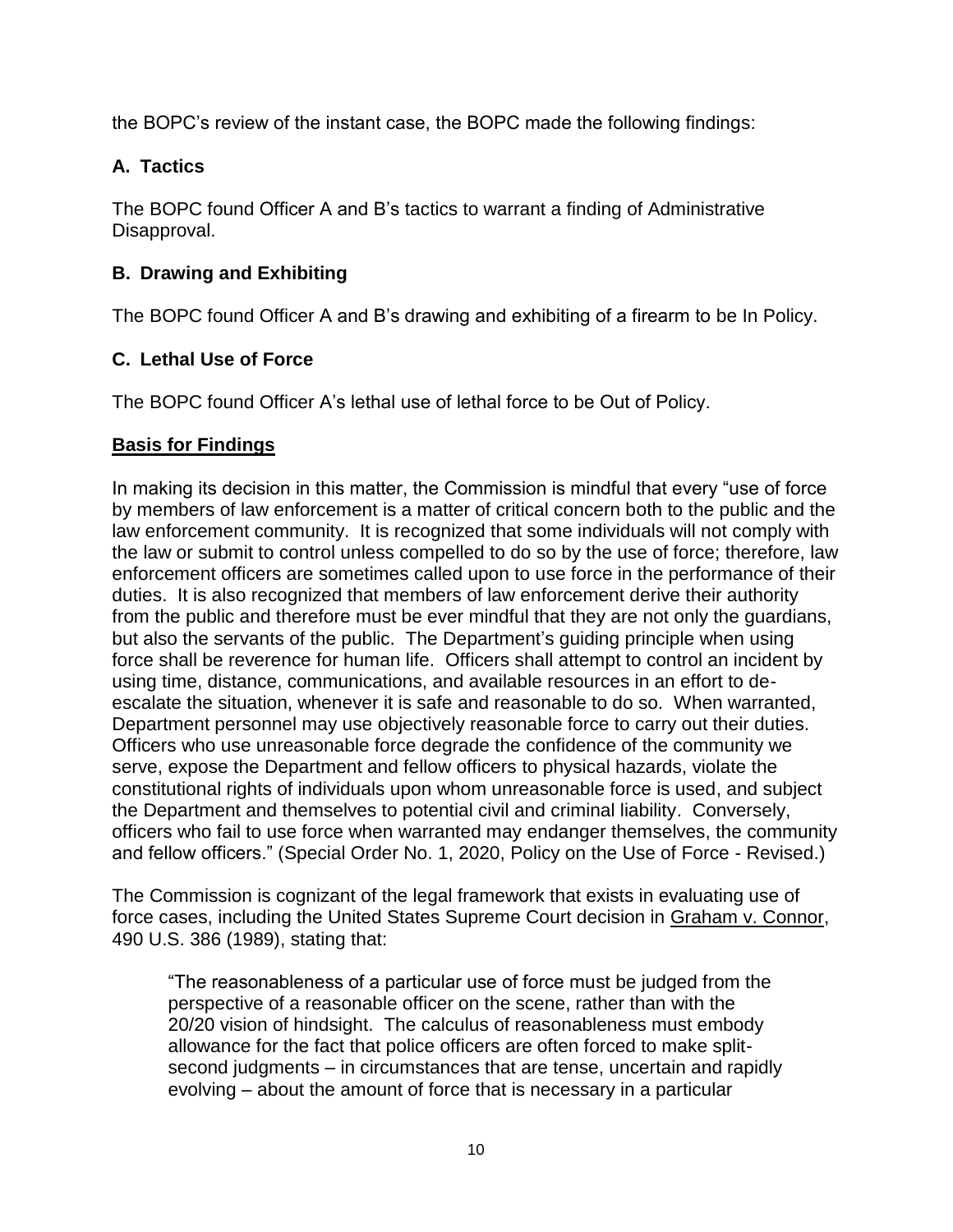the BOPC's review of the instant case, the BOPC made the following findings:

### A. Tactics

The BOPC found Officer A and B's tactics to warrant a finding of Administrative Disapproval.

### B. Drawing and Exhibiting

The BOPC found Officer A and B's drawing and exhibiting of a firearm to be In Policy.

### C. Lethal Use of Force

The BOPC found Officer A's lethal use of lethal force to be Out of Policy.

## Basis for Findings

In making its decision in this matter, the Commission is mindful that every "use of force by members of law enforcement is a matter of critical concern both to the public and the law enforcement community. It is recognized that some individuals will not comply with the law or submit to control unless compelled to do so by the use of force; therefore, law enforcement officers are sometimes called upon to use force in the performance of their duties. It is also recognized that members of law enforcement derive their authority from the public and therefore must be ever mindful that they are not only the guardians, but also the servants of the public. The Department's guiding principle when using force shall be reverence for human life. Officers shall attempt to control an incident by using time, distance, communications, and available resources in an effort to de-escalate the situation, whenever it is safe and reasonable to do so. When warranted, Department personnel may use objectively reasonable force to carry out their duties. Officers who use unreasonable force degrade the confidence of the community we serve, expose the Department and fellow officers to physical hazards, violate the constitutional rights of individuals upon whom unreasonable force is used, and subject the Department and themselves to potential civil and criminal liability. Conversely, officers who fail to use force when warranted may endanger themselves, the community and fellow officers." (Special Order No. 1, 2020, Policy on the Use of Force - Revised.)

The Commission is cognizant of the legal framework that exists in evaluating use of force cases, including the United States Supreme Court decision in Graham v. Connor, 490 U.S. 386 (1989), stating that:

> "The reasonableness of a particular use of force must be judged from the perspective of a reasonable officer on the scene, rather than with the 20/20 vision of hindsight. The calculus of reasonableness must embody allowance for the fact that police officers are often forced to make split-second judgments – in circumstances that are tense, uncertain and rapidly evolving – about the amount of force that is necessary in a particular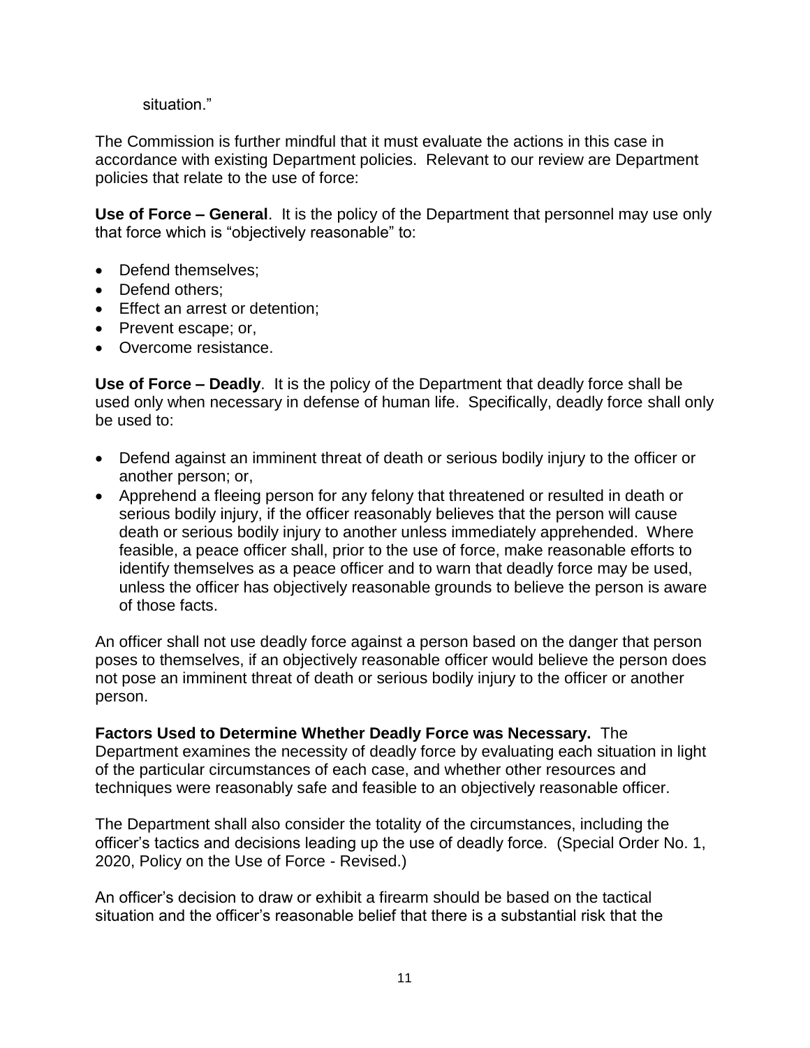situation."

The Commission is further mindful that it must evaluate the actions in this case in accordance with existing Department policies. Relevant to our review are Department policies that relate to the use of force:

**Use of Force – General**. It is the policy of the Department that personnel may use only that force which is "objectively reasonable" to:

- Defend themselves;
- Defend others;
- Effect an arrest or detention;
- Prevent escape; or,
- Overcome resistance.

**Use of Force – Deadly**. It is the policy of the Department that deadly force shall be used only when necessary in defense of human life. Specifically, deadly force shall only be used to:

- Defend against an imminent threat of death or serious bodily injury to the officer or another person; or,
- Apprehend a fleeing person for any felony that threatened or resulted in death or serious bodily injury, if the officer reasonably believes that the person will cause death or serious bodily injury to another unless immediately apprehended. Where feasible, a peace officer shall, prior to the use of force, make reasonable efforts to identify themselves as a peace officer and to warn that deadly force may be used, unless the officer has objectively reasonable grounds to believe the person is aware of those facts.

An officer shall not use deadly force against a person based on the danger that person poses to themselves, if an objectively reasonable officer would believe the person does not pose an imminent threat of death or serious bodily injury to the officer or another person.

**Factors Used to Determine Whether Deadly Force was Necessary.** The Department examines the necessity of deadly force by evaluating each situation in light of the particular circumstances of each case, and whether other resources and techniques were reasonably safe and feasible to an objectively reasonable officer.

The Department shall also consider the totality of the circumstances, including the officer's tactics and decisions leading up the use of deadly force. (Special Order No. 1, 2020, Policy on the Use of Force - Revised.)

An officer's decision to draw or exhibit a firearm should be based on the tactical situation and the officer's reasonable belief that there is a substantial risk that the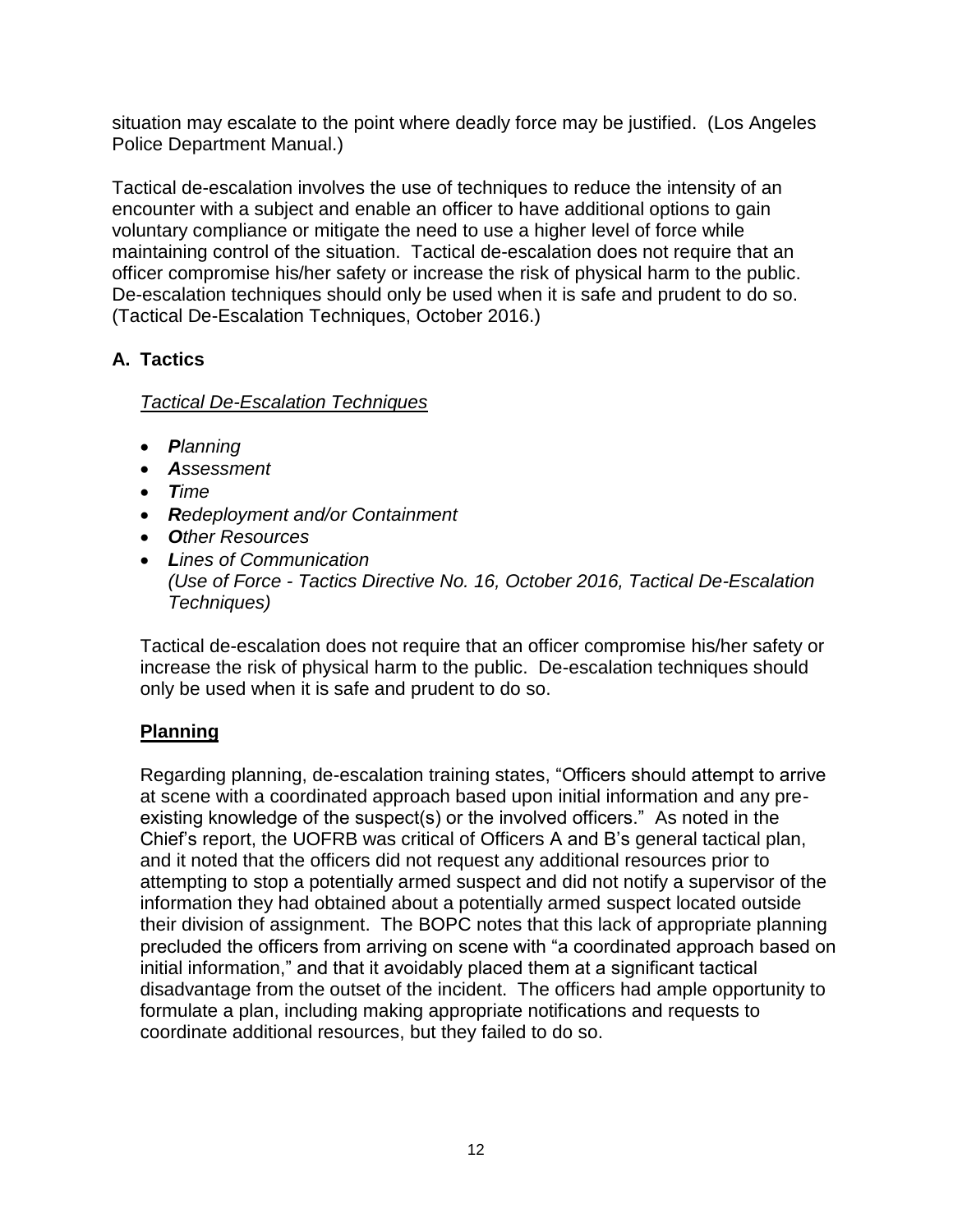situation may escalate to the point where deadly force may be justified. (Los Angeles Police Department Manual.)

Tactical de-escalation involves the use of techniques to reduce the intensity of an encounter with a subject and enable an officer to have additional options to gain voluntary compliance or mitigate the need to use a higher level of force while maintaining control of the situation. Tactical de-escalation does not require that an officer compromise his/her safety or increase the risk of physical harm to the public. De-escalation techniques should only be used when it is safe and prudent to do so. (Tactical De-Escalation Techniques, October 2016.)

## A. Tactics

*Tactical De-Escalation Techniques*

- ***P**lanning*
- ***A**ssessment*
- ***T**ime*
- ***R**edeployment and/or Containment*
- ***O**ther Resources*
- ***L**ines of Communication*
  *(Use of Force - Tactics Directive No. 16, October 2016, Tactical De-Escalation Techniques)*

Tactical de-escalation does not require that an officer compromise his/her safety or increase the risk of physical harm to the public. De-escalation techniques should only be used when it is safe and prudent to do so.

**Planning**

Regarding planning, de-escalation training states, "Officers should attempt to arrive at scene with a coordinated approach based upon initial information and any pre-existing knowledge of the suspect(s) or the involved officers." As noted in the Chief's report, the UOFRB was critical of Officers A and B's general tactical plan, and it noted that the officers did not request any additional resources prior to attempting to stop a potentially armed suspect and did not notify a supervisor of the information they had obtained about a potentially armed suspect located outside their division of assignment. The BOPC notes that this lack of appropriate planning precluded the officers from arriving on scene with "a coordinated approach based on initial information," and that it avoidably placed them at a significant tactical disadvantage from the outset of the incident. The officers had ample opportunity to formulate a plan, including making appropriate notifications and requests to coordinate additional resources, but they failed to do so.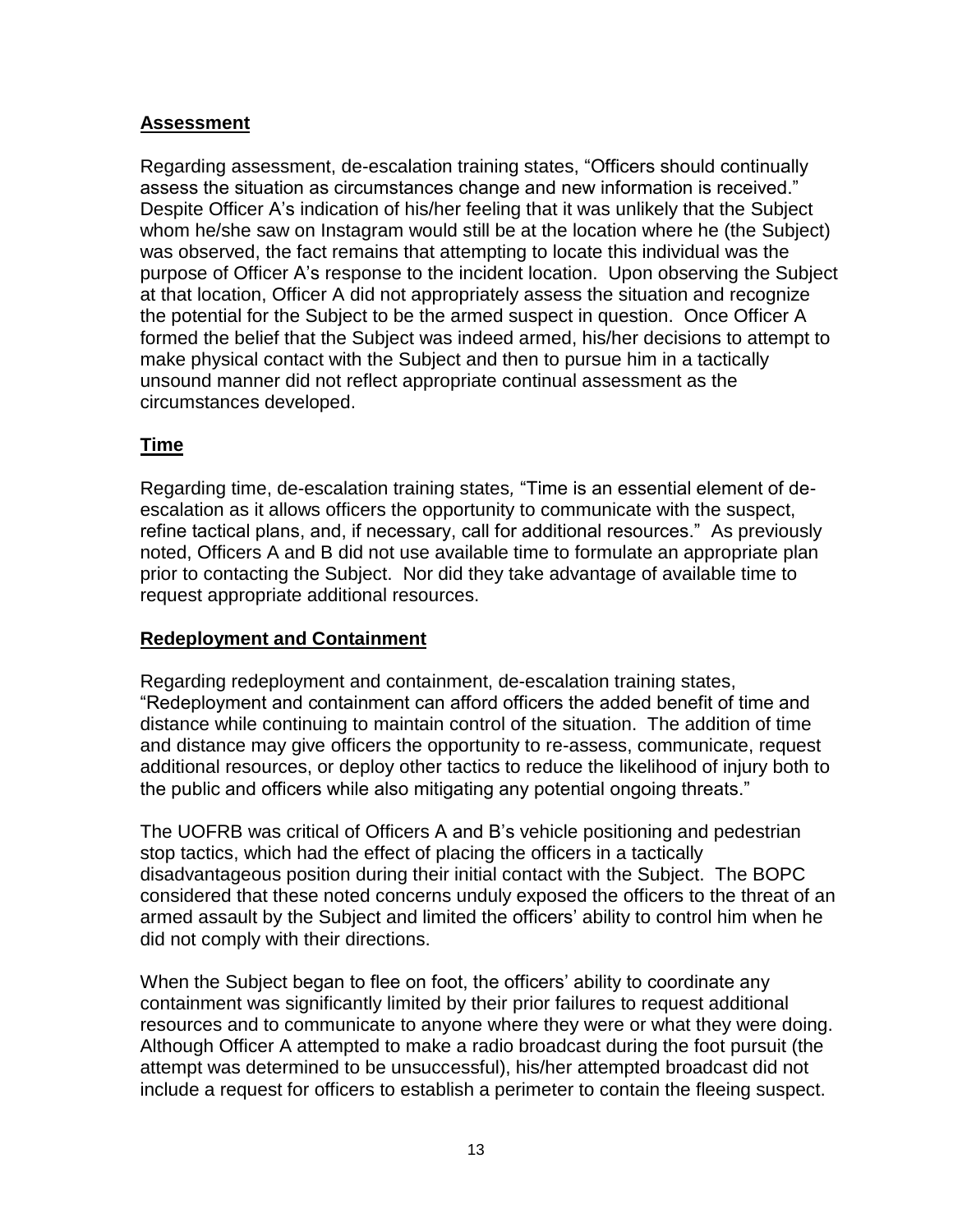## Assessment

Regarding assessment, de-escalation training states, "Officers should continually assess the situation as circumstances change and new information is received." Despite Officer A's indication of his/her feeling that it was unlikely that the Subject whom he/she saw on Instagram would still be at the location where he (the Subject) was observed, the fact remains that attempting to locate this individual was the purpose of Officer A's response to the incident location. Upon observing the Subject at that location, Officer A did not appropriately assess the situation and recognize the potential for the Subject to be the armed suspect in question. Once Officer A formed the belief that the Subject was indeed armed, his/her decisions to attempt to make physical contact with the Subject and then to pursue him in a tactically unsound manner did not reflect appropriate continual assessment as the circumstances developed.

## Time

Regarding time, de-escalation training states, "Time is an essential element of de-escalation as it allows officers the opportunity to communicate with the suspect, refine tactical plans, and, if necessary, call for additional resources." As previously noted, Officers A and B did not use available time to formulate an appropriate plan prior to contacting the Subject. Nor did they take advantage of available time to request appropriate additional resources.

## Redeployment and Containment

Regarding redeployment and containment, de-escalation training states, "Redeployment and containment can afford officers the added benefit of time and distance while continuing to maintain control of the situation. The addition of time and distance may give officers the opportunity to re-assess, communicate, request additional resources, or deploy other tactics to reduce the likelihood of injury both to the public and officers while also mitigating any potential ongoing threats."

The UOFRB was critical of Officers A and B's vehicle positioning and pedestrian stop tactics, which had the effect of placing the officers in a tactically disadvantageous position during their initial contact with the Subject. The BOPC considered that these noted concerns unduly exposed the officers to the threat of an armed assault by the Subject and limited the officers' ability to control him when he did not comply with their directions.

When the Subject began to flee on foot, the officers' ability to coordinate any containment was significantly limited by their prior failures to request additional resources and to communicate to anyone where they were or what they were doing. Although Officer A attempted to make a radio broadcast during the foot pursuit (the attempt was determined to be unsuccessful), his/her attempted broadcast did not include a request for officers to establish a perimeter to contain the fleeing suspect.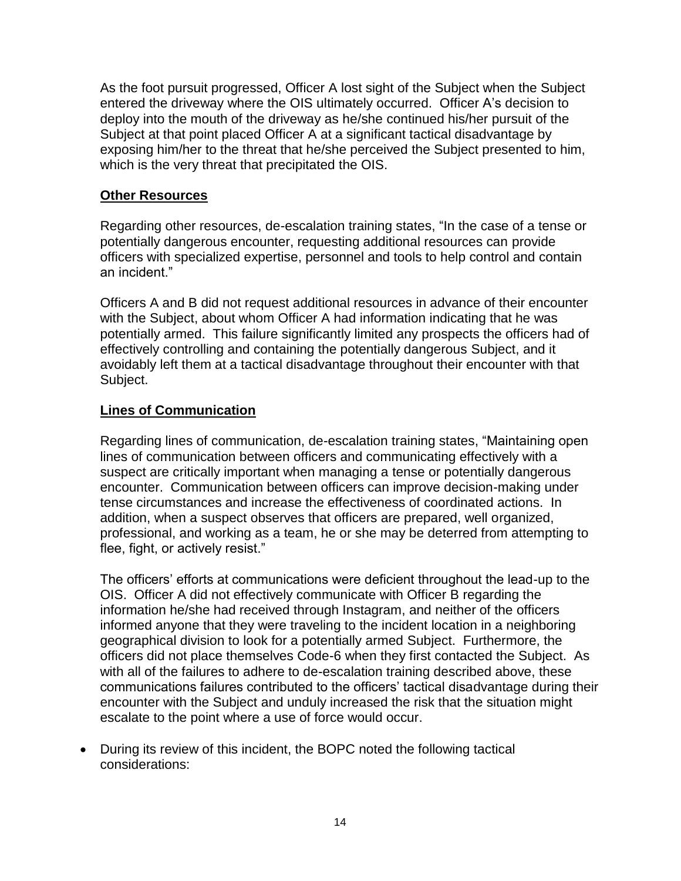As the foot pursuit progressed, Officer A lost sight of the Subject when the Subject entered the driveway where the OIS ultimately occurred. Officer A's decision to deploy into the mouth of the driveway as he/she continued his/her pursuit of the Subject at that point placed Officer A at a significant tactical disadvantage by exposing him/her to the threat that he/she perceived the Subject presented to him, which is the very threat that precipitated the OIS.

**Other Resources**

Regarding other resources, de-escalation training states, "In the case of a tense or potentially dangerous encounter, requesting additional resources can provide officers with specialized expertise, personnel and tools to help control and contain an incident."

Officers A and B did not request additional resources in advance of their encounter with the Subject, about whom Officer A had information indicating that he was potentially armed. This failure significantly limited any prospects the officers had of effectively controlling and containing the potentially dangerous Subject, and it avoidably left them at a tactical disadvantage throughout their encounter with that Subject.

**Lines of Communication**

Regarding lines of communication, de-escalation training states, "Maintaining open lines of communication between officers and communicating effectively with a suspect are critically important when managing a tense or potentially dangerous encounter. Communication between officers can improve decision-making under tense circumstances and increase the effectiveness of coordinated actions. In addition, when a suspect observes that officers are prepared, well organized, professional, and working as a team, he or she may be deterred from attempting to flee, fight, or actively resist."

The officers' efforts at communications were deficient throughout the lead-up to the OIS. Officer A did not effectively communicate with Officer B regarding the information he/she had received through Instagram, and neither of the officers informed anyone that they were traveling to the incident location in a neighboring geographical division to look for a potentially armed Subject. Furthermore, the officers did not place themselves Code-6 when they first contacted the Subject. As with all of the failures to adhere to de-escalation training described above, these communications failures contributed to the officers' tactical disadvantage during their encounter with the Subject and unduly increased the risk that the situation might escalate to the point where a use of force would occur.

- During its review of this incident, the BOPC noted the following tactical considerations: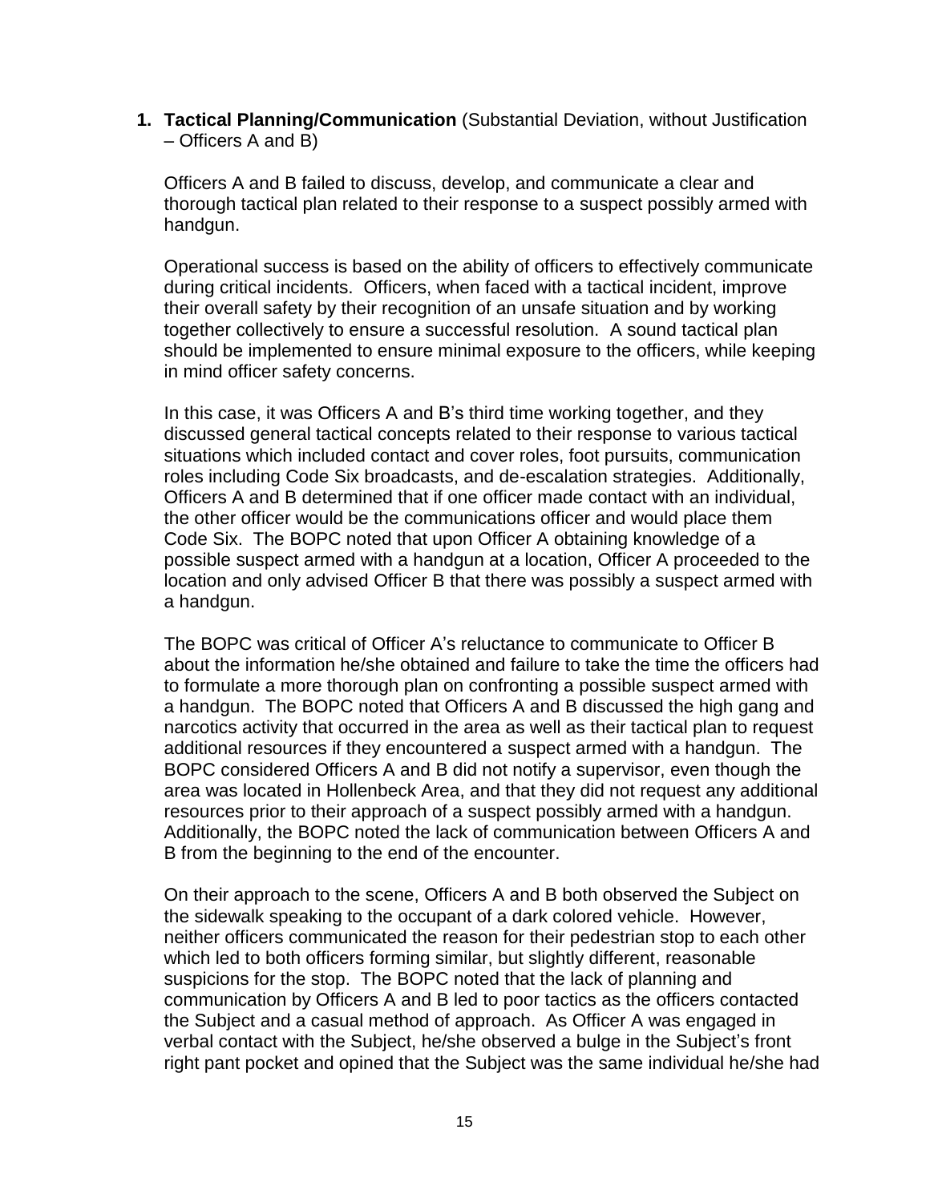1. **Tactical Planning/Communication** (Substantial Deviation, without Justification – Officers A and B)

   Officers A and B failed to discuss, develop, and communicate a clear and thorough tactical plan related to their response to a suspect possibly armed with handgun.

   Operational success is based on the ability of officers to effectively communicate during critical incidents. Officers, when faced with a tactical incident, improve their overall safety by their recognition of an unsafe situation and by working together collectively to ensure a successful resolution. A sound tactical plan should be implemented to ensure minimal exposure to the officers, while keeping in mind officer safety concerns.

   In this case, it was Officers A and B's third time working together, and they discussed general tactical concepts related to their response to various tactical situations which included contact and cover roles, foot pursuits, communication roles including Code Six broadcasts, and de-escalation strategies. Additionally, Officers A and B determined that if one officer made contact with an individual, the other officer would be the communications officer and would place them Code Six. The BOPC noted that upon Officer A obtaining knowledge of a possible suspect armed with a handgun at a location, Officer A proceeded to the location and only advised Officer B that there was possibly a suspect armed with a handgun.

   The BOPC was critical of Officer A's reluctance to communicate to Officer B about the information he/she obtained and failure to take the time the officers had to formulate a more thorough plan on confronting a possible suspect armed with a handgun. The BOPC noted that Officers A and B discussed the high gang and narcotics activity that occurred in the area as well as their tactical plan to request additional resources if they encountered a suspect armed with a handgun. The BOPC considered Officers A and B did not notify a supervisor, even though the area was located in Hollenbeck Area, and that they did not request any additional resources prior to their approach of a suspect possibly armed with a handgun. Additionally, the BOPC noted the lack of communication between Officers A and B from the beginning to the end of the encounter.

   On their approach to the scene, Officers A and B both observed the Subject on the sidewalk speaking to the occupant of a dark colored vehicle. However, neither officers communicated the reason for their pedestrian stop to each other which led to both officers forming similar, but slightly different, reasonable suspicions for the stop. The BOPC noted that the lack of planning and communication by Officers A and B led to poor tactics as the officers contacted the Subject and a casual method of approach. As Officer A was engaged in verbal contact with the Subject, he/she observed a bulge in the Subject's front right pant pocket and opined that the Subject was the same individual he/she had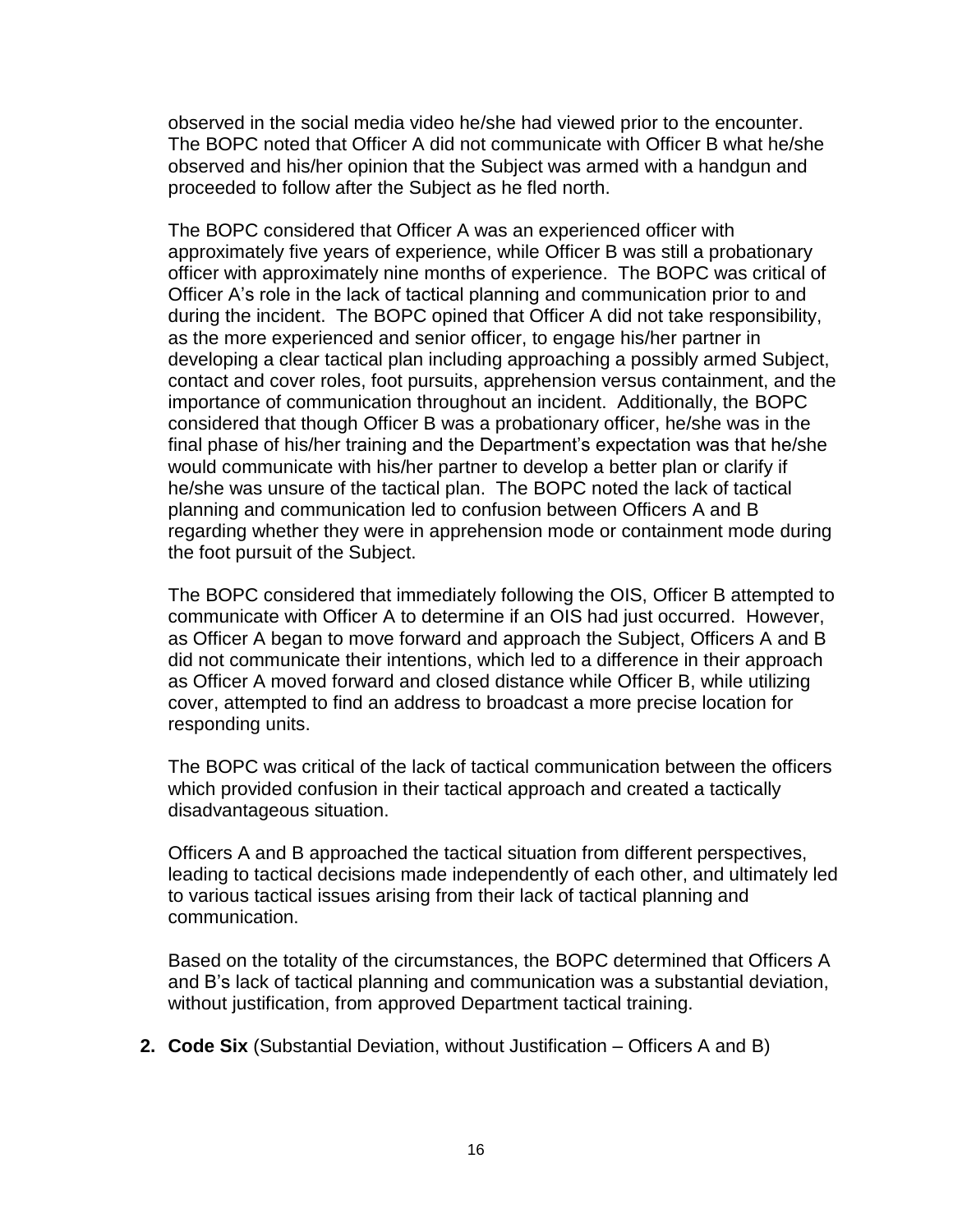observed in the social media video he/she had viewed prior to the encounter. The BOPC noted that Officer A did not communicate with Officer B what he/she observed and his/her opinion that the Subject was armed with a handgun and proceeded to follow after the Subject as he fled north.

The BOPC considered that Officer A was an experienced officer with approximately five years of experience, while Officer B was still a probationary officer with approximately nine months of experience. The BOPC was critical of Officer A's role in the lack of tactical planning and communication prior to and during the incident. The BOPC opined that Officer A did not take responsibility, as the more experienced and senior officer, to engage his/her partner in developing a clear tactical plan including approaching a possibly armed Subject, contact and cover roles, foot pursuits, apprehension versus containment, and the importance of communication throughout an incident. Additionally, the BOPC considered that though Officer B was a probationary officer, he/she was in the final phase of his/her training and the Department's expectation was that he/she would communicate with his/her partner to develop a better plan or clarify if he/she was unsure of the tactical plan. The BOPC noted the lack of tactical planning and communication led to confusion between Officers A and B regarding whether they were in apprehension mode or containment mode during the foot pursuit of the Subject.

The BOPC considered that immediately following the OIS, Officer B attempted to communicate with Officer A to determine if an OIS had just occurred. However, as Officer A began to move forward and approach the Subject, Officers A and B did not communicate their intentions, which led to a difference in their approach as Officer A moved forward and closed distance while Officer B, while utilizing cover, attempted to find an address to broadcast a more precise location for responding units.

The BOPC was critical of the lack of tactical communication between the officers which provided confusion in their tactical approach and created a tactically disadvantageous situation.

Officers A and B approached the tactical situation from different perspectives, leading to tactical decisions made independently of each other, and ultimately led to various tactical issues arising from their lack of tactical planning and communication.

Based on the totality of the circumstances, the BOPC determined that Officers A and B's lack of tactical planning and communication was a substantial deviation, without justification, from approved Department tactical training.

2. **Code Six** (Substantial Deviation, without Justification – Officers A and B)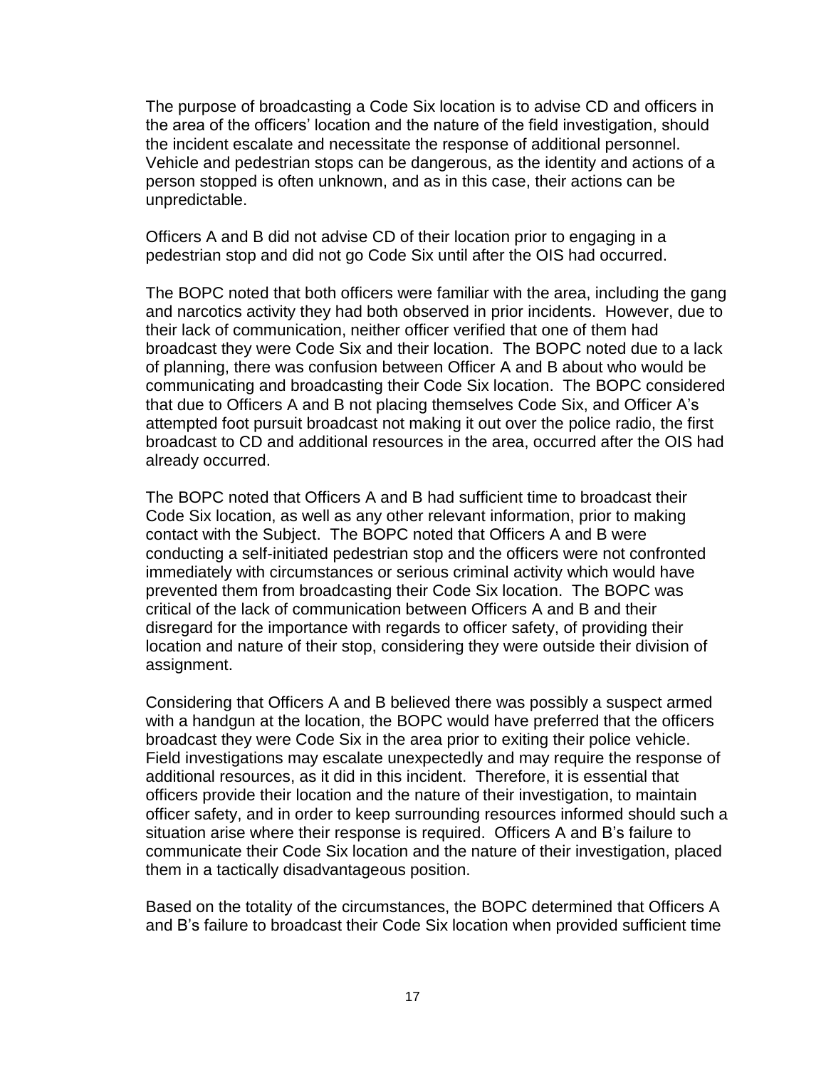The purpose of broadcasting a Code Six location is to advise CD and officers in the area of the officers' location and the nature of the field investigation, should the incident escalate and necessitate the response of additional personnel. Vehicle and pedestrian stops can be dangerous, as the identity and actions of a person stopped is often unknown, and as in this case, their actions can be unpredictable.

Officers A and B did not advise CD of their location prior to engaging in a pedestrian stop and did not go Code Six until after the OIS had occurred.

The BOPC noted that both officers were familiar with the area, including the gang and narcotics activity they had both observed in prior incidents. However, due to their lack of communication, neither officer verified that one of them had broadcast they were Code Six and their location. The BOPC noted due to a lack of planning, there was confusion between Officer A and B about who would be communicating and broadcasting their Code Six location. The BOPC considered that due to Officers A and B not placing themselves Code Six, and Officer A's attempted foot pursuit broadcast not making it out over the police radio, the first broadcast to CD and additional resources in the area, occurred after the OIS had already occurred.

The BOPC noted that Officers A and B had sufficient time to broadcast their Code Six location, as well as any other relevant information, prior to making contact with the Subject. The BOPC noted that Officers A and B were conducting a self-initiated pedestrian stop and the officers were not confronted immediately with circumstances or serious criminal activity which would have prevented them from broadcasting their Code Six location. The BOPC was critical of the lack of communication between Officers A and B and their disregard for the importance with regards to officer safety, of providing their location and nature of their stop, considering they were outside their division of assignment.

Considering that Officers A and B believed there was possibly a suspect armed with a handgun at the location, the BOPC would have preferred that the officers broadcast they were Code Six in the area prior to exiting their police vehicle. Field investigations may escalate unexpectedly and may require the response of additional resources, as it did in this incident. Therefore, it is essential that officers provide their location and the nature of their investigation, to maintain officer safety, and in order to keep surrounding resources informed should such a situation arise where their response is required. Officers A and B's failure to communicate their Code Six location and the nature of their investigation, placed them in a tactically disadvantageous position.

Based on the totality of the circumstances, the BOPC determined that Officers A and B's failure to broadcast their Code Six location when provided sufficient time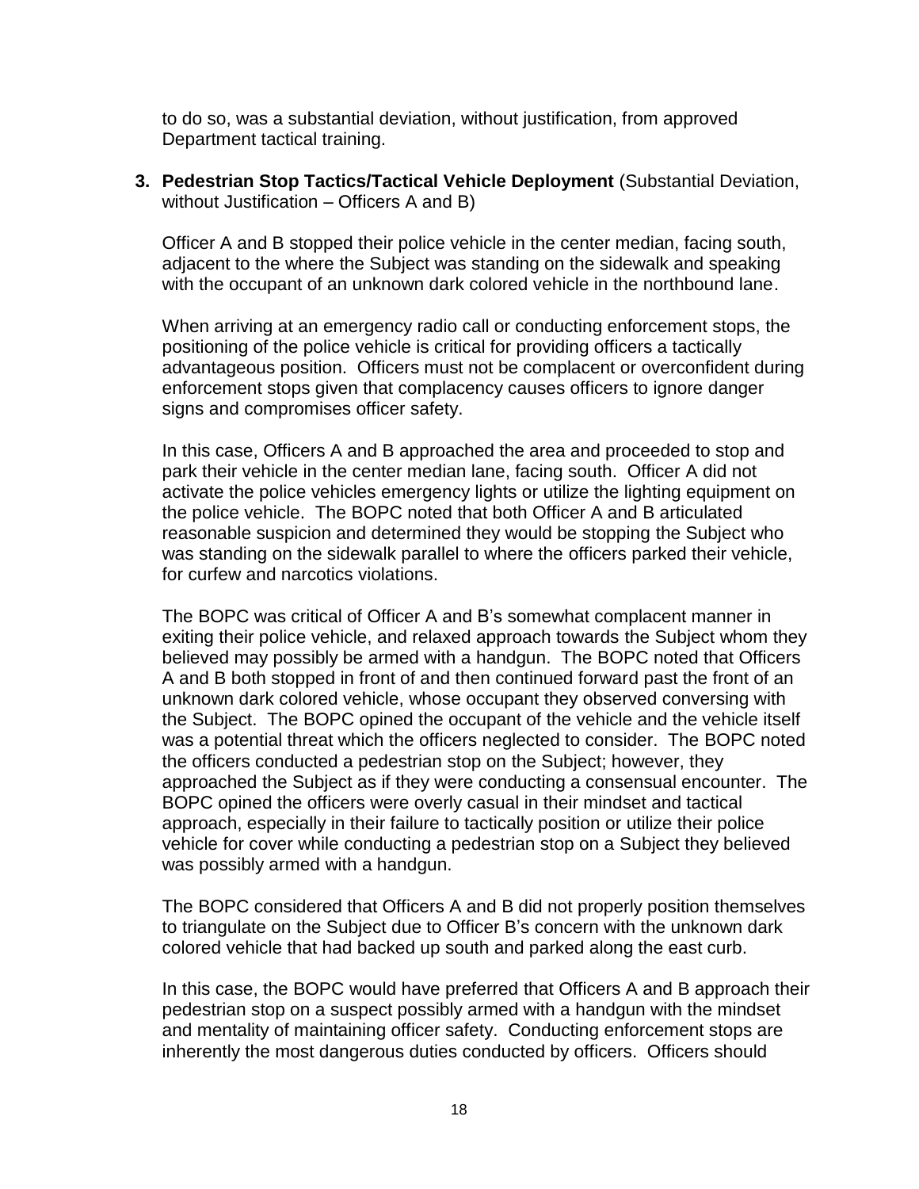to do so, was a substantial deviation, without justification, from approved Department tactical training.

3. **Pedestrian Stop Tactics/Tactical Vehicle Deployment** (Substantial Deviation, without Justification – Officers A and B)

   Officer A and B stopped their police vehicle in the center median, facing south, adjacent to the where the Subject was standing on the sidewalk and speaking with the occupant of an unknown dark colored vehicle in the northbound lane.

   When arriving at an emergency radio call or conducting enforcement stops, the positioning of the police vehicle is critical for providing officers a tactically advantageous position. Officers must not be complacent or overconfident during enforcement stops given that complacency causes officers to ignore danger signs and compromises officer safety.

   In this case, Officers A and B approached the area and proceeded to stop and park their vehicle in the center median lane, facing south. Officer A did not activate the police vehicles emergency lights or utilize the lighting equipment on the police vehicle. The BOPC noted that both Officer A and B articulated reasonable suspicion and determined they would be stopping the Subject who was standing on the sidewalk parallel to where the officers parked their vehicle, for curfew and narcotics violations.

   The BOPC was critical of Officer A and B's somewhat complacent manner in exiting their police vehicle, and relaxed approach towards the Subject whom they believed may possibly be armed with a handgun. The BOPC noted that Officers A and B both stopped in front of and then continued forward past the front of an unknown dark colored vehicle, whose occupant they observed conversing with the Subject. The BOPC opined the occupant of the vehicle and the vehicle itself was a potential threat which the officers neglected to consider. The BOPC noted the officers conducted a pedestrian stop on the Subject; however, they approached the Subject as if they were conducting a consensual encounter. The BOPC opined the officers were overly casual in their mindset and tactical approach, especially in their failure to tactically position or utilize their police vehicle for cover while conducting a pedestrian stop on a Subject they believed was possibly armed with a handgun.

   The BOPC considered that Officers A and B did not properly position themselves to triangulate on the Subject due to Officer B's concern with the unknown dark colored vehicle that had backed up south and parked along the east curb.

   In this case, the BOPC would have preferred that Officers A and B approach their pedestrian stop on a suspect possibly armed with a handgun with the mindset and mentality of maintaining officer safety. Conducting enforcement stops are inherently the most dangerous duties conducted by officers. Officers should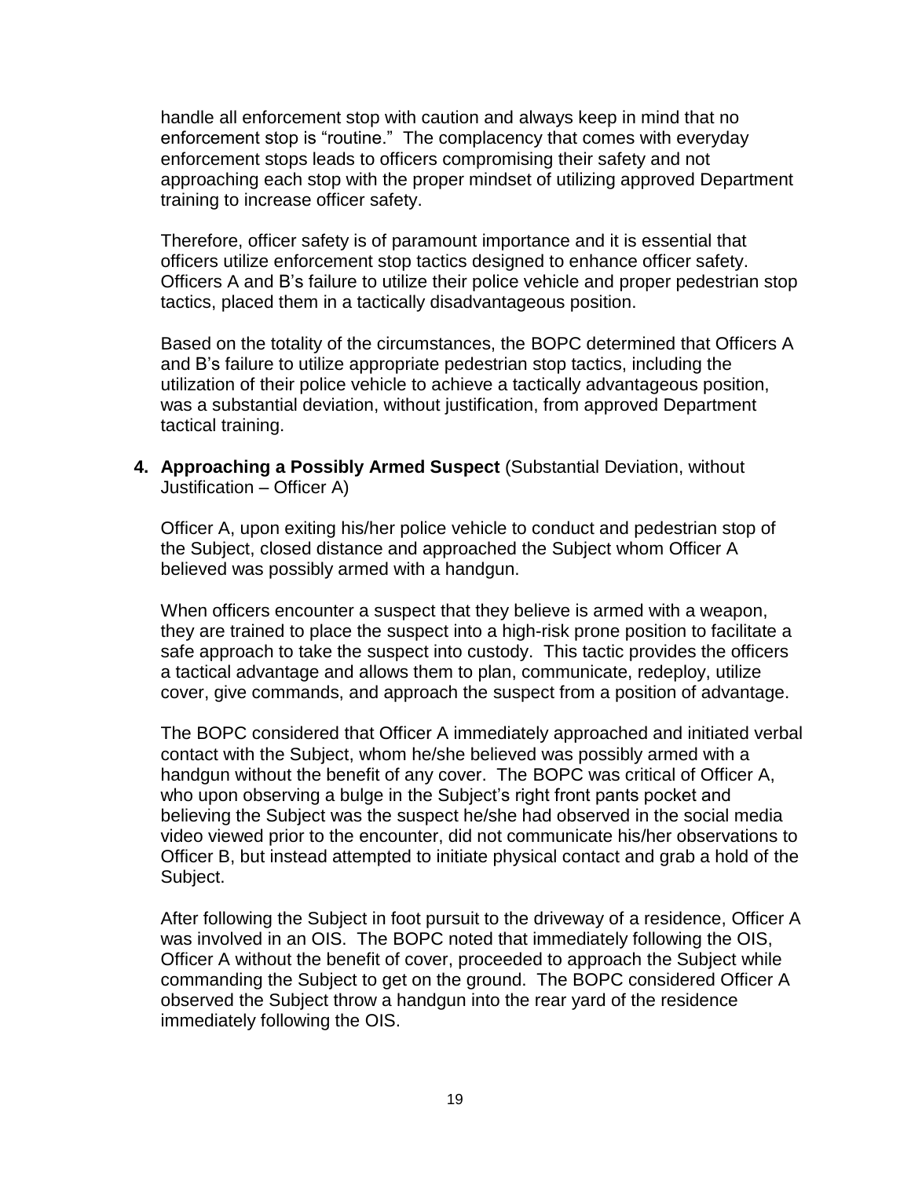handle all enforcement stop with caution and always keep in mind that no enforcement stop is "routine." The complacency that comes with everyday enforcement stops leads to officers compromising their safety and not approaching each stop with the proper mindset of utilizing approved Department training to increase officer safety.

Therefore, officer safety is of paramount importance and it is essential that officers utilize enforcement stop tactics designed to enhance officer safety. Officers A and B's failure to utilize their police vehicle and proper pedestrian stop tactics, placed them in a tactically disadvantageous position.

Based on the totality of the circumstances, the BOPC determined that Officers A and B's failure to utilize appropriate pedestrian stop tactics, including the utilization of their police vehicle to achieve a tactically advantageous position, was a substantial deviation, without justification, from approved Department tactical training.

4. **Approaching a Possibly Armed Suspect** (Substantial Deviation, without Justification – Officer A)

   Officer A, upon exiting his/her police vehicle to conduct and pedestrian stop of the Subject, closed distance and approached the Subject whom Officer A believed was possibly armed with a handgun.

   When officers encounter a suspect that they believe is armed with a weapon, they are trained to place the suspect into a high-risk prone position to facilitate a safe approach to take the suspect into custody. This tactic provides the officers a tactical advantage and allows them to plan, communicate, redeploy, utilize cover, give commands, and approach the suspect from a position of advantage.

   The BOPC considered that Officer A immediately approached and initiated verbal contact with the Subject, whom he/she believed was possibly armed with a handgun without the benefit of any cover. The BOPC was critical of Officer A, who upon observing a bulge in the Subject's right front pants pocket and believing the Subject was the suspect he/she had observed in the social media video viewed prior to the encounter, did not communicate his/her observations to Officer B, but instead attempted to initiate physical contact and grab a hold of the Subject.

   After following the Subject in foot pursuit to the driveway of a residence, Officer A was involved in an OIS. The BOPC noted that immediately following the OIS, Officer A without the benefit of cover, proceeded to approach the Subject while commanding the Subject to get on the ground. The BOPC considered Officer A observed the Subject throw a handgun into the rear yard of the residence immediately following the OIS.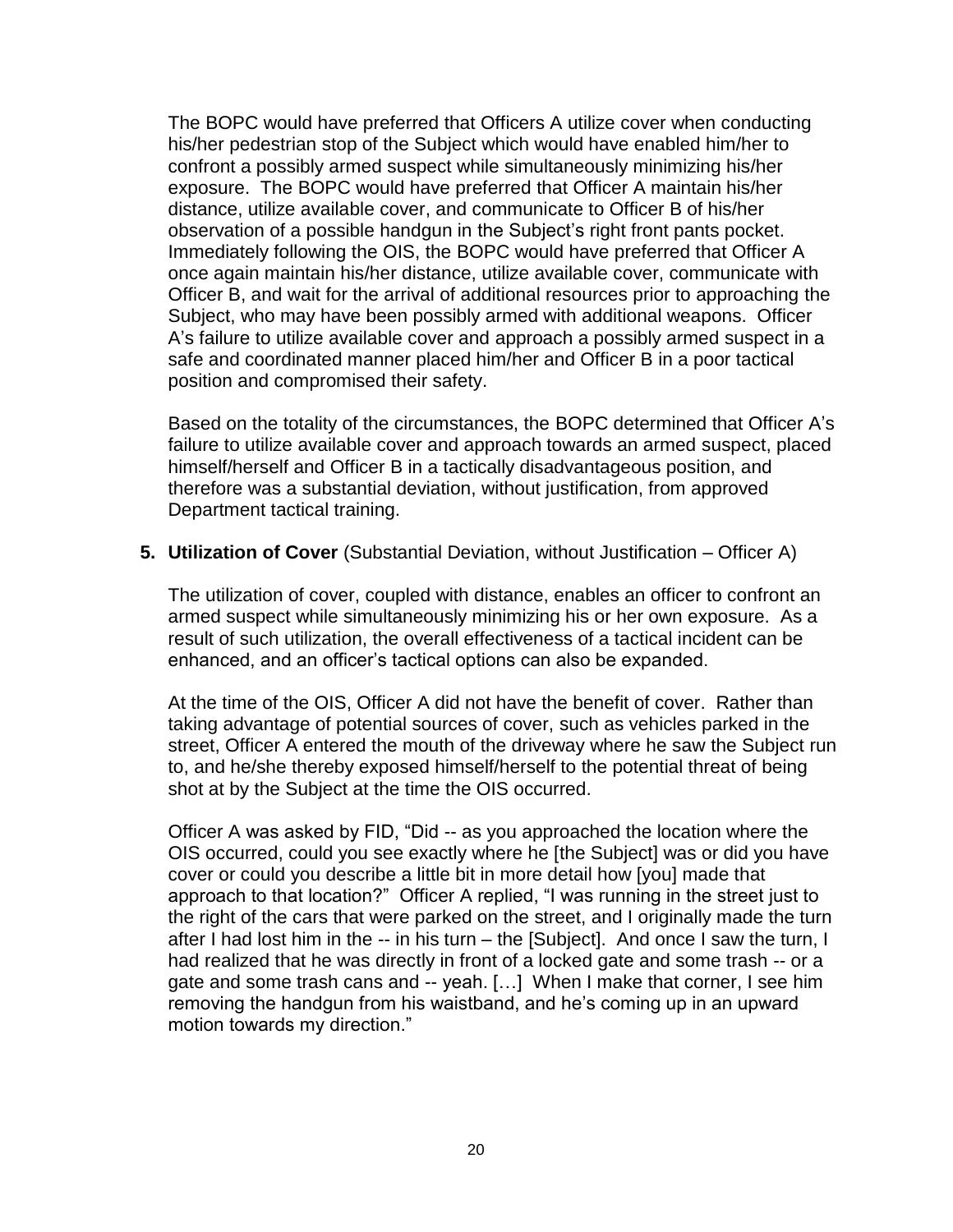The BOPC would have preferred that Officers A utilize cover when conducting his/her pedestrian stop of the Subject which would have enabled him/her to confront a possibly armed suspect while simultaneously minimizing his/her exposure. The BOPC would have preferred that Officer A maintain his/her distance, utilize available cover, and communicate to Officer B of his/her observation of a possible handgun in the Subject's right front pants pocket. Immediately following the OIS, the BOPC would have preferred that Officer A once again maintain his/her distance, utilize available cover, communicate with Officer B, and wait for the arrival of additional resources prior to approaching the Subject, who may have been possibly armed with additional weapons. Officer A's failure to utilize available cover and approach a possibly armed suspect in a safe and coordinated manner placed him/her and Officer B in a poor tactical position and compromised their safety.

Based on the totality of the circumstances, the BOPC determined that Officer A's failure to utilize available cover and approach towards an armed suspect, placed himself/herself and Officer B in a tactically disadvantageous position, and therefore was a substantial deviation, without justification, from approved Department tactical training.

5. **Utilization of Cover** (Substantial Deviation, without Justification – Officer A)

The utilization of cover, coupled with distance, enables an officer to confront an armed suspect while simultaneously minimizing his or her own exposure. As a result of such utilization, the overall effectiveness of a tactical incident can be enhanced, and an officer's tactical options can also be expanded.

At the time of the OIS, Officer A did not have the benefit of cover. Rather than taking advantage of potential sources of cover, such as vehicles parked in the street, Officer A entered the mouth of the driveway where he saw the Subject run to, and he/she thereby exposed himself/herself to the potential threat of being shot at by the Subject at the time the OIS occurred.

Officer A was asked by FID, "Did -- as you approached the location where the OIS occurred, could you see exactly where he [the Subject] was or did you have cover or could you describe a little bit in more detail how [you] made that approach to that location?" Officer A replied, "I was running in the street just to the right of the cars that were parked on the street, and I originally made the turn after I had lost him in the -- in his turn – the [Subject]. And once I saw the turn, I had realized that he was directly in front of a locked gate and some trash -- or a gate and some trash cans and -- yeah. […] When I make that corner, I see him removing the handgun from his waistband, and he's coming up in an upward motion towards my direction."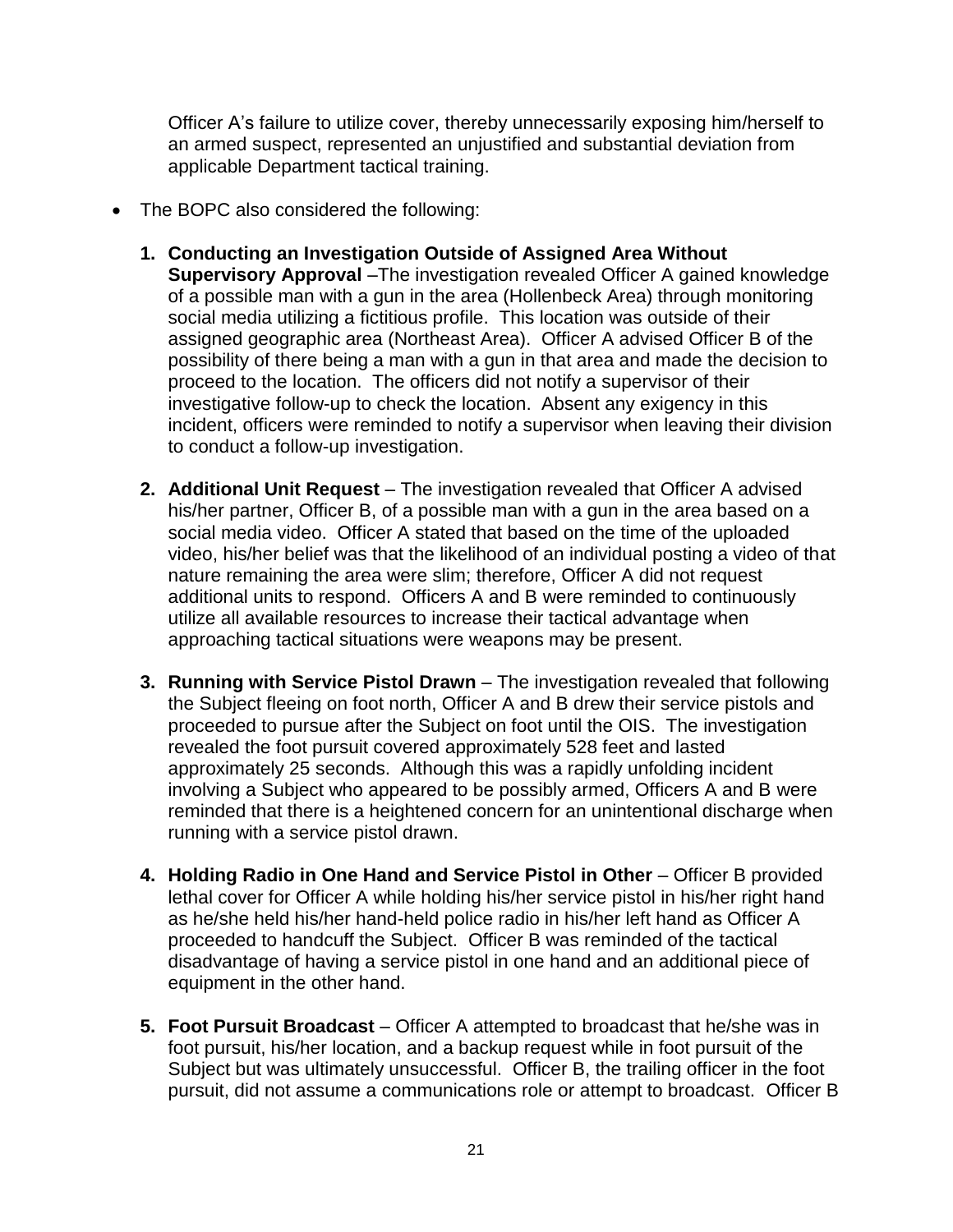Officer A's failure to utilize cover, thereby unnecessarily exposing him/herself to an armed suspect, represented an unjustified and substantial deviation from applicable Department tactical training.

- The BOPC also considered the following:

  1. **Conducting an Investigation Outside of Assigned Area Without Supervisory Approval** –The investigation revealed Officer A gained knowledge of a possible man with a gun in the area (Hollenbeck Area) through monitoring social media utilizing a fictitious profile. This location was outside of their assigned geographic area (Northeast Area). Officer A advised Officer B of the possibility of there being a man with a gun in that area and made the decision to proceed to the location. The officers did not notify a supervisor of their investigative follow-up to check the location. Absent any exigency in this incident, officers were reminded to notify a supervisor when leaving their division to conduct a follow-up investigation.

  2. **Additional Unit Request** – The investigation revealed that Officer A advised his/her partner, Officer B, of a possible man with a gun in the area based on a social media video. Officer A stated that based on the time of the uploaded video, his/her belief was that the likelihood of an individual posting a video of that nature remaining the area were slim; therefore, Officer A did not request additional units to respond. Officers A and B were reminded to continuously utilize all available resources to increase their tactical advantage when approaching tactical situations were weapons may be present.

  3. **Running with Service Pistol Drawn** – The investigation revealed that following the Subject fleeing on foot north, Officer A and B drew their service pistols and proceeded to pursue after the Subject on foot until the OIS. The investigation revealed the foot pursuit covered approximately 528 feet and lasted approximately 25 seconds. Although this was a rapidly unfolding incident involving a Subject who appeared to be possibly armed, Officers A and B were reminded that there is a heightened concern for an unintentional discharge when running with a service pistol drawn.

  4. **Holding Radio in One Hand and Service Pistol in Other** – Officer B provided lethal cover for Officer A while holding his/her service pistol in his/her right hand as he/she held his/her hand-held police radio in his/her left hand as Officer A proceeded to handcuff the Subject. Officer B was reminded of the tactical disadvantage of having a service pistol in one hand and an additional piece of equipment in the other hand.

  5. **Foot Pursuit Broadcast** – Officer A attempted to broadcast that he/she was in foot pursuit, his/her location, and a backup request while in foot pursuit of the Subject but was ultimately unsuccessful. Officer B, the trailing officer in the foot pursuit, did not assume a communications role or attempt to broadcast. Officer B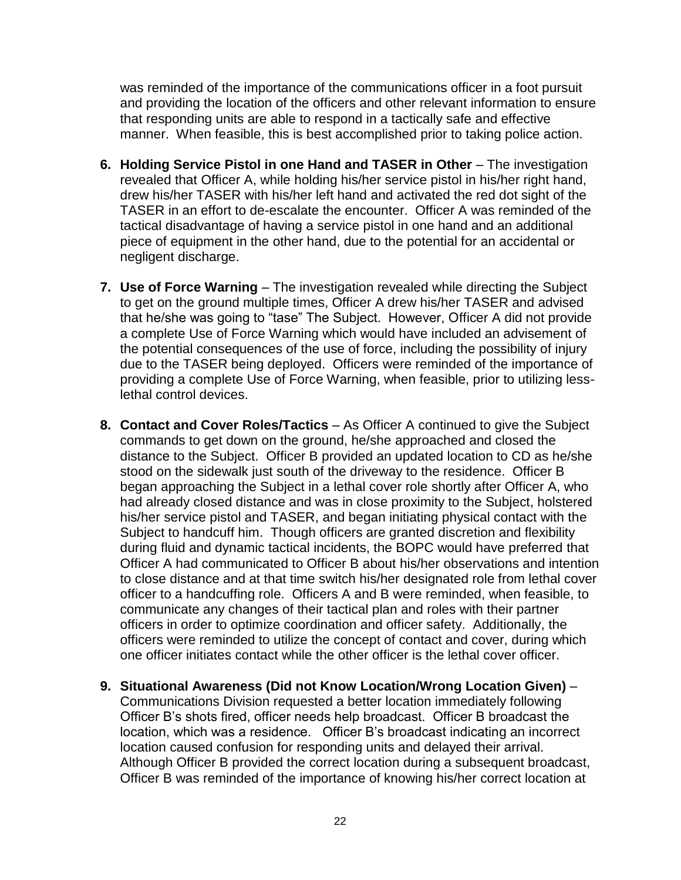was reminded of the importance of the communications officer in a foot pursuit and providing the location of the officers and other relevant information to ensure that responding units are able to respond in a tactically safe and effective manner. When feasible, this is best accomplished prior to taking police action.

6. **Holding Service Pistol in one Hand and TASER in Other** – The investigation revealed that Officer A, while holding his/her service pistol in his/her right hand, drew his/her TASER with his/her left hand and activated the red dot sight of the TASER in an effort to de-escalate the encounter. Officer A was reminded of the tactical disadvantage of having a service pistol in one hand and an additional piece of equipment in the other hand, due to the potential for an accidental or negligent discharge.

7. **Use of Force Warning** – The investigation revealed while directing the Subject to get on the ground multiple times, Officer A drew his/her TASER and advised that he/she was going to "tase" The Subject. However, Officer A did not provide a complete Use of Force Warning which would have included an advisement of the potential consequences of the use of force, including the possibility of injury due to the TASER being deployed. Officers were reminded of the importance of providing a complete Use of Force Warning, when feasible, prior to utilizing less-lethal control devices.

8. **Contact and Cover Roles/Tactics** – As Officer A continued to give the Subject commands to get down on the ground, he/she approached and closed the distance to the Subject. Officer B provided an updated location to CD as he/she stood on the sidewalk just south of the driveway to the residence. Officer B began approaching the Subject in a lethal cover role shortly after Officer A, who had already closed distance and was in close proximity to the Subject, holstered his/her service pistol and TASER, and began initiating physical contact with the Subject to handcuff him. Though officers are granted discretion and flexibility during fluid and dynamic tactical incidents, the BOPC would have preferred that Officer A had communicated to Officer B about his/her observations and intention to close distance and at that time switch his/her designated role from lethal cover officer to a handcuffing role. Officers A and B were reminded, when feasible, to communicate any changes of their tactical plan and roles with their partner officers in order to optimize coordination and officer safety. Additionally, the officers were reminded to utilize the concept of contact and cover, during which one officer initiates contact while the other officer is the lethal cover officer.

9. **Situational Awareness (Did not Know Location/Wrong Location Given)** – Communications Division requested a better location immediately following Officer B's shots fired, officer needs help broadcast. Officer B broadcast the location, which was a residence. Officer B's broadcast indicating an incorrect location caused confusion for responding units and delayed their arrival. Although Officer B provided the correct location during a subsequent broadcast, Officer B was reminded of the importance of knowing his/her correct location at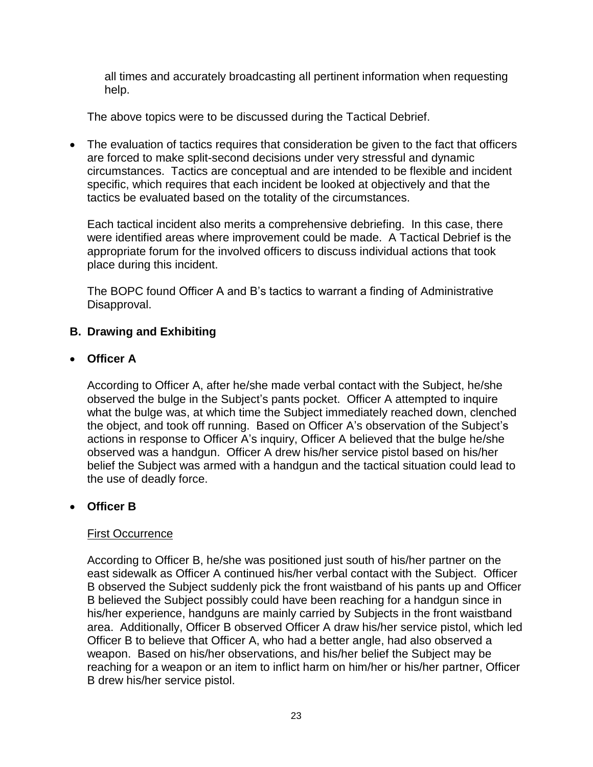all times and accurately broadcasting all pertinent information when requesting help.

The above topics were to be discussed during the Tactical Debrief.

- The evaluation of tactics requires that consideration be given to the fact that officers are forced to make split-second decisions under very stressful and dynamic circumstances. Tactics are conceptual and are intended to be flexible and incident specific, which requires that each incident be looked at objectively and that the tactics be evaluated based on the totality of the circumstances.

  Each tactical incident also merits a comprehensive debriefing. In this case, there were identified areas where improvement could be made. A Tactical Debrief is the appropriate forum for the involved officers to discuss individual actions that took place during this incident.

  The BOPC found Officer A and B's tactics to warrant a finding of Administrative Disapproval.

**B. Drawing and Exhibiting**

- **Officer A**

  According to Officer A, after he/she made verbal contact with the Subject, he/she observed the bulge in the Subject's pants pocket. Officer A attempted to inquire what the bulge was, at which time the Subject immediately reached down, clenched the object, and took off running. Based on Officer A's observation of the Subject's actions in response to Officer A's inquiry, Officer A believed that the bulge he/she observed was a handgun. Officer A drew his/her service pistol based on his/her belief the Subject was armed with a handgun and the tactical situation could lead to the use of deadly force.

- **Officer B**

  First Occurrence

  According to Officer B, he/she was positioned just south of his/her partner on the east sidewalk as Officer A continued his/her verbal contact with the Subject. Officer B observed the Subject suddenly pick the front waistband of his pants up and Officer B believed the Subject possibly could have been reaching for a handgun since in his/her experience, handguns are mainly carried by Subjects in the front waistband area. Additionally, Officer B observed Officer A draw his/her service pistol, which led Officer B to believe that Officer A, who had a better angle, had also observed a weapon. Based on his/her observations, and his/her belief the Subject may be reaching for a weapon or an item to inflict harm on him/her or his/her partner, Officer B drew his/her service pistol.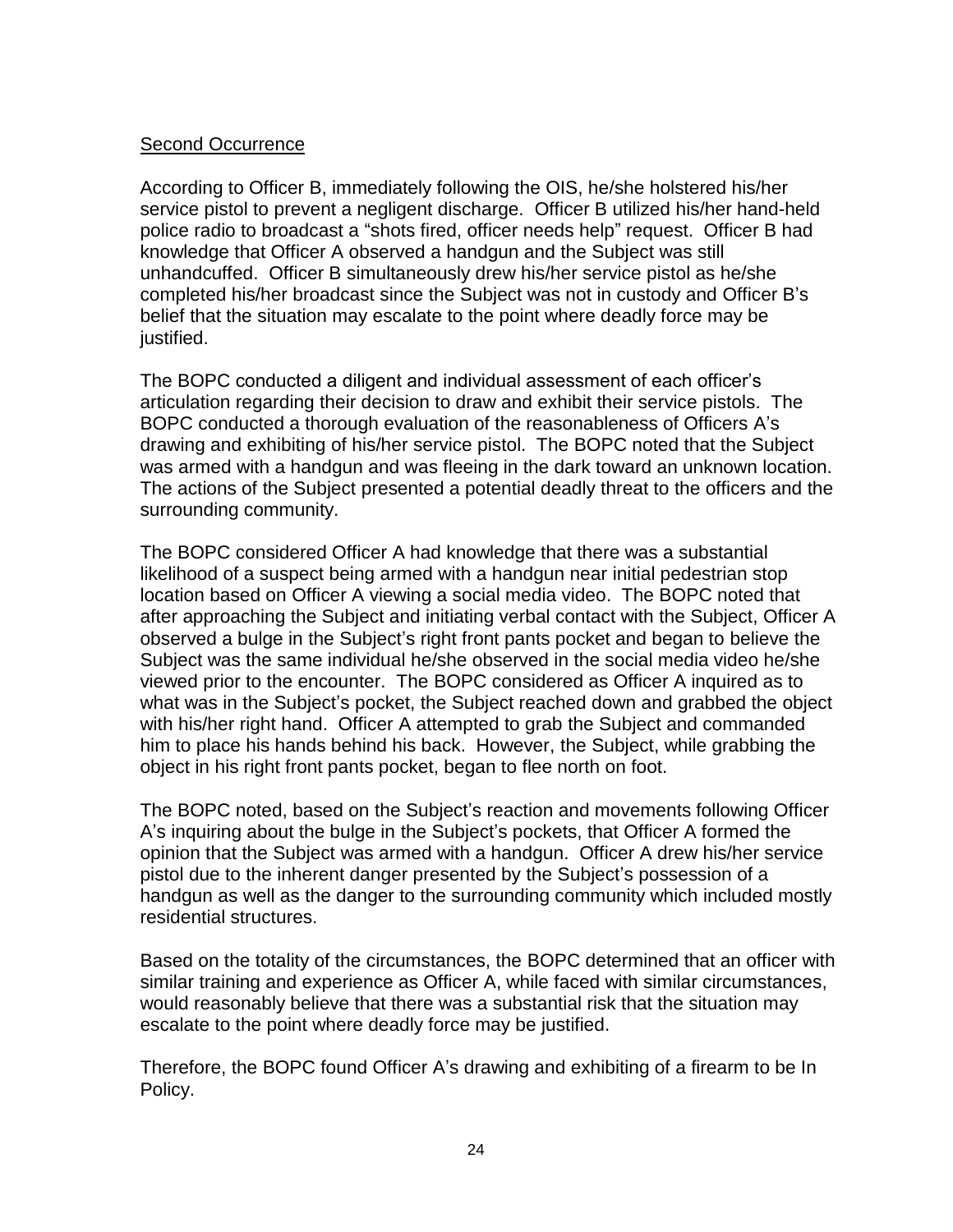Second Occurrence

According to Officer B, immediately following the OIS, he/she holstered his/her service pistol to prevent a negligent discharge. Officer B utilized his/her hand-held police radio to broadcast a "shots fired, officer needs help" request. Officer B had knowledge that Officer A observed a handgun and the Subject was still unhandcuffed. Officer B simultaneously drew his/her service pistol as he/she completed his/her broadcast since the Subject was not in custody and Officer B's belief that the situation may escalate to the point where deadly force may be justified.

The BOPC conducted a diligent and individual assessment of each officer's articulation regarding their decision to draw and exhibit their service pistols. The BOPC conducted a thorough evaluation of the reasonableness of Officers A's drawing and exhibiting of his/her service pistol. The BOPC noted that the Subject was armed with a handgun and was fleeing in the dark toward an unknown location. The actions of the Subject presented a potential deadly threat to the officers and the surrounding community.

The BOPC considered Officer A had knowledge that there was a substantial likelihood of a suspect being armed with a handgun near initial pedestrian stop location based on Officer A viewing a social media video. The BOPC noted that after approaching the Subject and initiating verbal contact with the Subject, Officer A observed a bulge in the Subject's right front pants pocket and began to believe the Subject was the same individual he/she observed in the social media video he/she viewed prior to the encounter. The BOPC considered as Officer A inquired as to what was in the Subject's pocket, the Subject reached down and grabbed the object with his/her right hand. Officer A attempted to grab the Subject and commanded him to place his hands behind his back. However, the Subject, while grabbing the object in his right front pants pocket, began to flee north on foot.

The BOPC noted, based on the Subject's reaction and movements following Officer A's inquiring about the bulge in the Subject's pockets, that Officer A formed the opinion that the Subject was armed with a handgun. Officer A drew his/her service pistol due to the inherent danger presented by the Subject's possession of a handgun as well as the danger to the surrounding community which included mostly residential structures.

Based on the totality of the circumstances, the BOPC determined that an officer with similar training and experience as Officer A, while faced with similar circumstances, would reasonably believe that there was a substantial risk that the situation may escalate to the point where deadly force may be justified.

Therefore, the BOPC found Officer A's drawing and exhibiting of a firearm to be In Policy.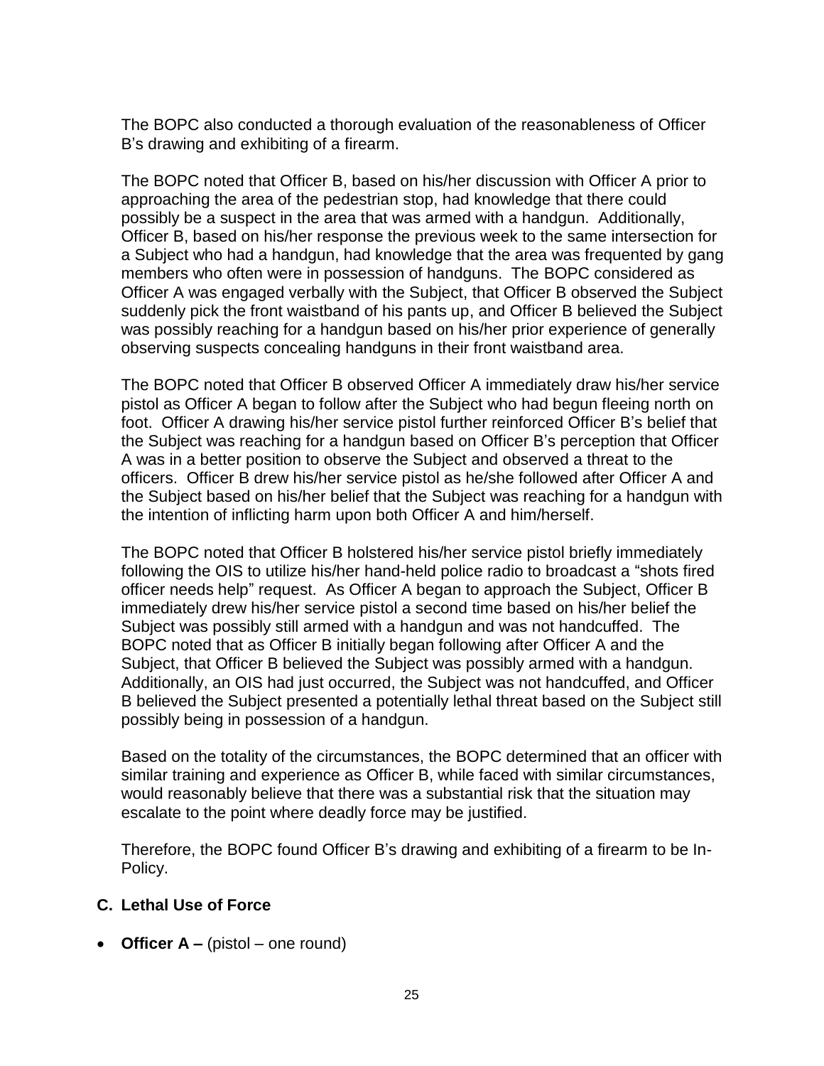The BOPC also conducted a thorough evaluation of the reasonableness of Officer B's drawing and exhibiting of a firearm.

The BOPC noted that Officer B, based on his/her discussion with Officer A prior to approaching the area of the pedestrian stop, had knowledge that there could possibly be a suspect in the area that was armed with a handgun. Additionally, Officer B, based on his/her response the previous week to the same intersection for a Subject who had a handgun, had knowledge that the area was frequented by gang members who often were in possession of handguns. The BOPC considered as Officer A was engaged verbally with the Subject, that Officer B observed the Subject suddenly pick the front waistband of his pants up, and Officer B believed the Subject was possibly reaching for a handgun based on his/her prior experience of generally observing suspects concealing handguns in their front waistband area.

The BOPC noted that Officer B observed Officer A immediately draw his/her service pistol as Officer A began to follow after the Subject who had begun fleeing north on foot. Officer A drawing his/her service pistol further reinforced Officer B's belief that the Subject was reaching for a handgun based on Officer B's perception that Officer A was in a better position to observe the Subject and observed a threat to the officers. Officer B drew his/her service pistol as he/she followed after Officer A and the Subject based on his/her belief that the Subject was reaching for a handgun with the intention of inflicting harm upon both Officer A and him/herself.

The BOPC noted that Officer B holstered his/her service pistol briefly immediately following the OIS to utilize his/her hand-held police radio to broadcast a "shots fired officer needs help" request. As Officer A began to approach the Subject, Officer B immediately drew his/her service pistol a second time based on his/her belief the Subject was possibly still armed with a handgun and was not handcuffed. The BOPC noted that as Officer B initially began following after Officer A and the Subject, that Officer B believed the Subject was possibly armed with a handgun. Additionally, an OIS had just occurred, the Subject was not handcuffed, and Officer B believed the Subject presented a potentially lethal threat based on the Subject still possibly being in possession of a handgun.

Based on the totality of the circumstances, the BOPC determined that an officer with similar training and experience as Officer B, while faced with similar circumstances, would reasonably believe that there was a substantial risk that the situation may escalate to the point where deadly force may be justified.

Therefore, the BOPC found Officer B's drawing and exhibiting of a firearm to be In-Policy.

### C. Lethal Use of Force

- **Officer A –** (pistol – one round)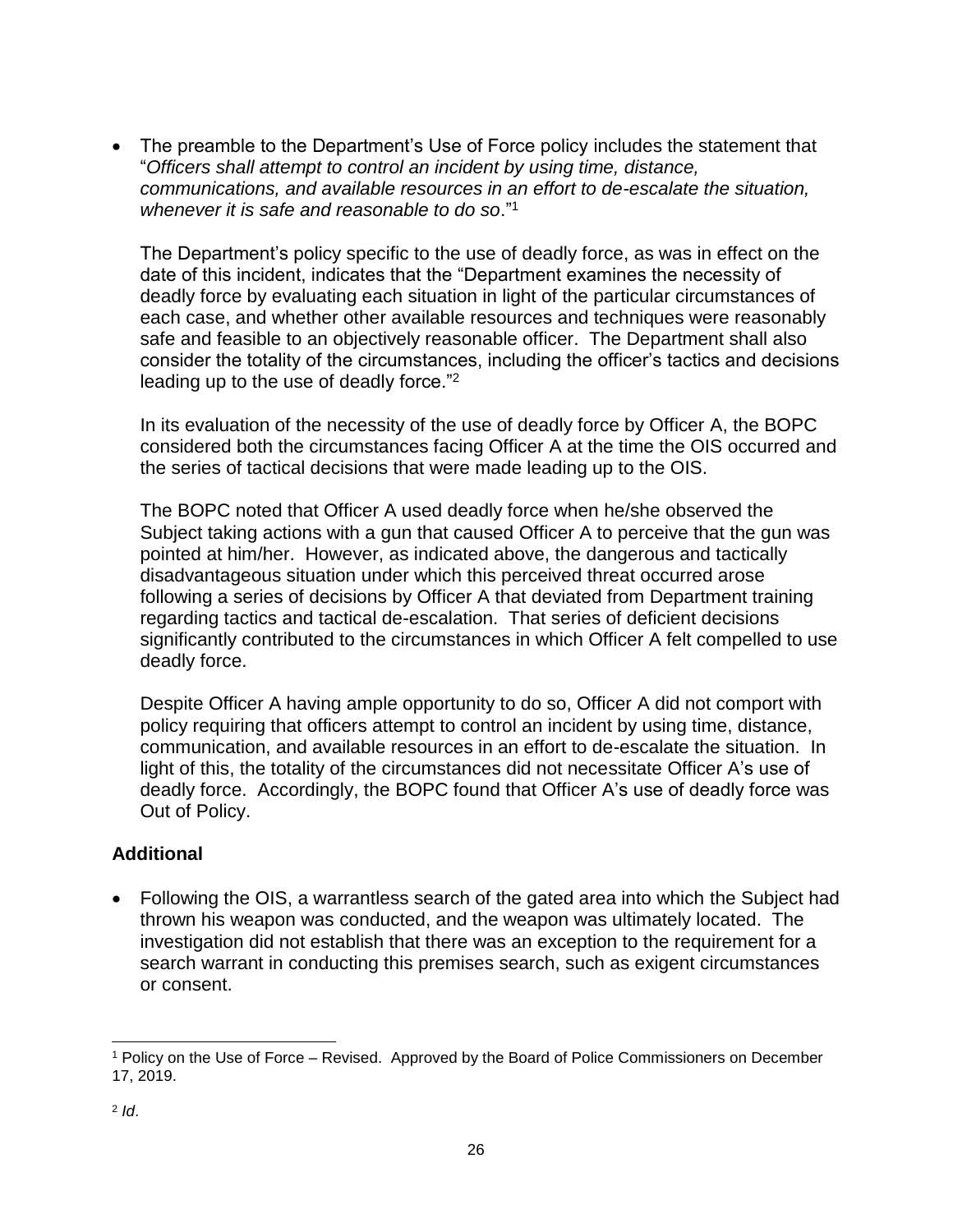- The preamble to the Department's Use of Force policy includes the statement that "*Officers shall attempt to control an incident by using time, distance, communications, and available resources in an effort to de-escalate the situation, whenever it is safe and reasonable to do so*."[1]

  The Department's policy specific to the use of deadly force, as was in effect on the date of this incident, indicates that the "Department examines the necessity of deadly force by evaluating each situation in light of the particular circumstances of each case, and whether other available resources and techniques were reasonably safe and feasible to an objectively reasonable officer. The Department shall also consider the totality of the circumstances, including the officer's tactics and decisions leading up to the use of deadly force."[2]

  In its evaluation of the necessity of the use of deadly force by Officer A, the BOPC considered both the circumstances facing Officer A at the time the OIS occurred and the series of tactical decisions that were made leading up to the OIS.

  The BOPC noted that Officer A used deadly force when he/she observed the Subject taking actions with a gun that caused Officer A to perceive that the gun was pointed at him/her. However, as indicated above, the dangerous and tactically disadvantageous situation under which this perceived threat occurred arose following a series of decisions by Officer A that deviated from Department training regarding tactics and tactical de-escalation. That series of deficient decisions significantly contributed to the circumstances in which Officer A felt compelled to use deadly force.

  Despite Officer A having ample opportunity to do so, Officer A did not comport with policy requiring that officers attempt to control an incident by using time, distance, communication, and available resources in an effort to de-escalate the situation. In light of this, the totality of the circumstances did not necessitate Officer A's use of deadly force. Accordingly, the BOPC found that Officer A's use of deadly force was Out of Policy.

## Additional

- Following the OIS, a warrantless search of the gated area into which the Subject had thrown his weapon was conducted, and the weapon was ultimately located. The investigation did not establish that there was an exception to the requirement for a search warrant in conducting this premises search, such as exigent circumstances or consent.

---

[1] Policy on the Use of Force – Revised. Approved by the Board of Police Commissioners on December 17, 2019.

[2] *Id*.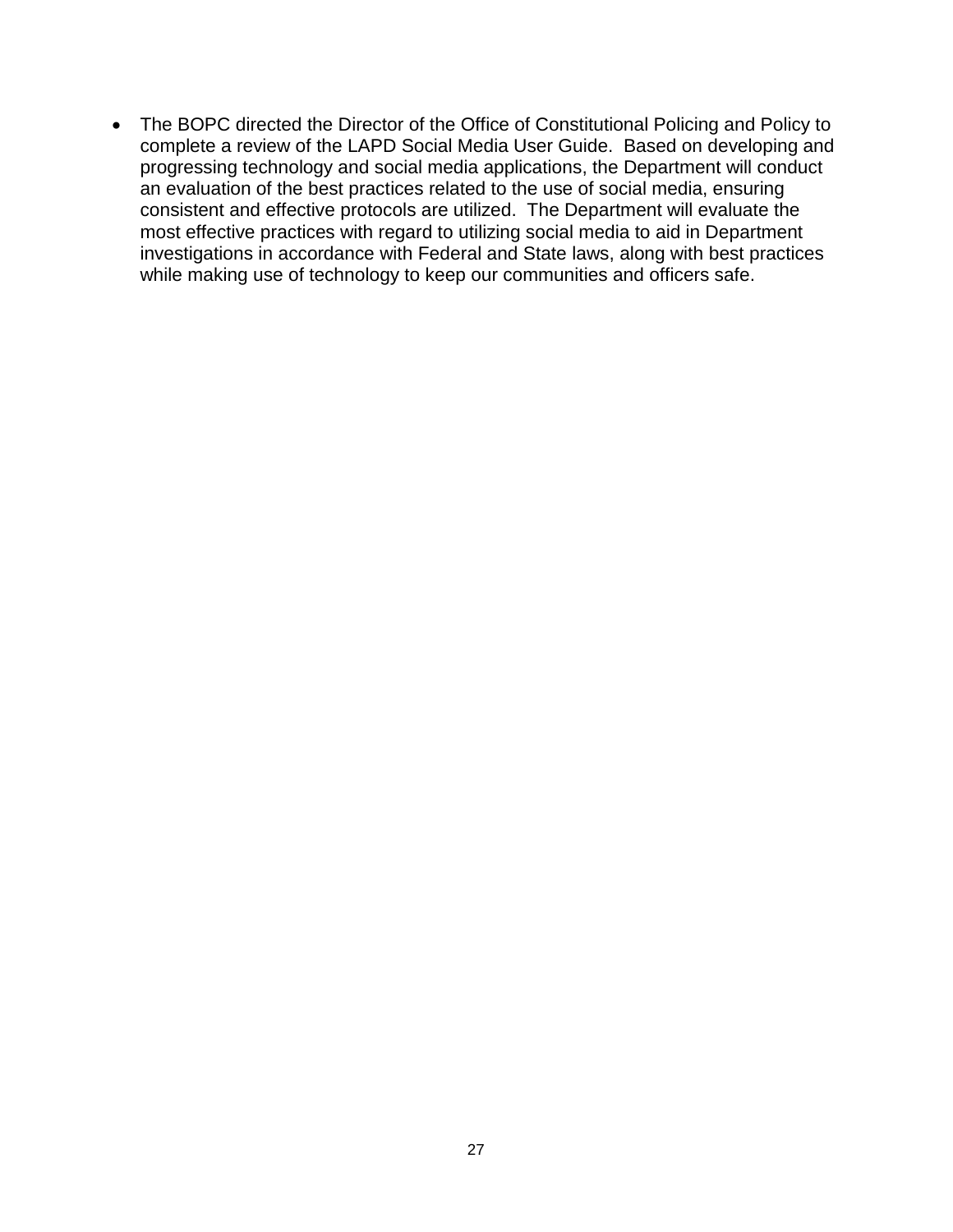- The BOPC directed the Director of the Office of Constitutional Policing and Policy to complete a review of the LAPD Social Media User Guide. Based on developing and progressing technology and social media applications, the Department will conduct an evaluation of the best practices related to the use of social media, ensuring consistent and effective protocols are utilized. The Department will evaluate the most effective practices with regard to utilizing social media to aid in Department investigations in accordance with Federal and State laws, along with best practices while making use of technology to keep our communities and officers safe.